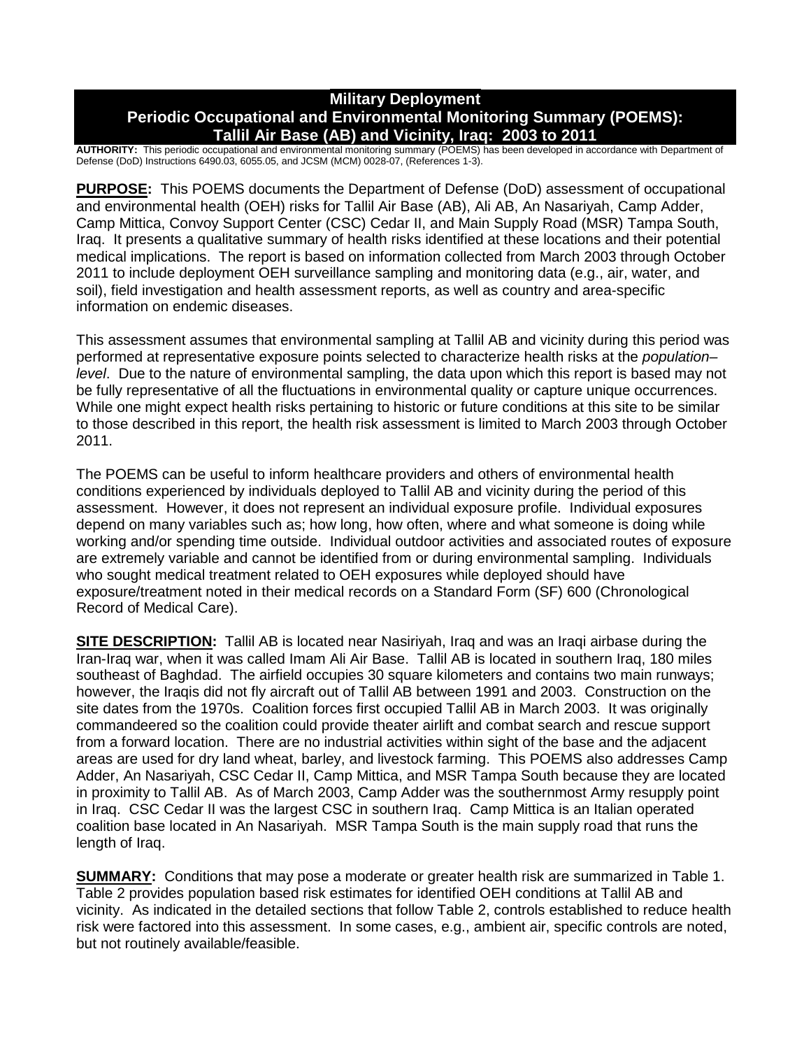# Military Deployment
# Periodic Occupational and Environmental Monitoring Summary (POEMS): Tallil Air Base (AB) and Vicinity, Iraq: 2003 to 2011

**AUTHORITY:** This periodic occupational and environmental monitoring summary (POEMS) has been developed in accordance with Department of Defense (DoD) Instructions 6490.03, 6055.05, and JCSM (MCM) 0028-07, (References 1-3).

**PURPOSE:** This POEMS documents the Department of Defense (DoD) assessment of occupational and environmental health (OEH) risks for Tallil Air Base (AB), Ali AB, An Nasariyah, Camp Adder, Camp Mittica, Convoy Support Center (CSC) Cedar II, and Main Supply Road (MSR) Tampa South, Iraq. It presents a qualitative summary of health risks identified at these locations and their potential medical implications. The report is based on information collected from March 2003 through October 2011 to include deployment OEH surveillance sampling and monitoring data (e.g., air, water, and soil), field investigation and health assessment reports, as well as country and area-specific information on endemic diseases.

This assessment assumes that environmental sampling at Tallil AB and vicinity during this period was performed at representative exposure points selected to characterize health risks at the *population–level*. Due to the nature of environmental sampling, the data upon which this report is based may not be fully representative of all the fluctuations in environmental quality or capture unique occurrences. While one might expect health risks pertaining to historic or future conditions at this site to be similar to those described in this report, the health risk assessment is limited to March 2003 through October 2011.

The POEMS can be useful to inform healthcare providers and others of environmental health conditions experienced by individuals deployed to Tallil AB and vicinity during the period of this assessment. However, it does not represent an individual exposure profile. Individual exposures depend on many variables such as; how long, how often, where and what someone is doing while working and/or spending time outside. Individual outdoor activities and associated routes of exposure are extremely variable and cannot be identified from or during environmental sampling. Individuals who sought medical treatment related to OEH exposures while deployed should have exposure/treatment noted in their medical records on a Standard Form (SF) 600 (Chronological Record of Medical Care).

**SITE DESCRIPTION:** Tallil AB is located near Nasiriyah, Iraq and was an Iraqi airbase during the Iran-Iraq war, when it was called Imam Ali Air Base. Tallil AB is located in southern Iraq, 180 miles southeast of Baghdad. The airfield occupies 30 square kilometers and contains two main runways; however, the Iraqis did not fly aircraft out of Tallil AB between 1991 and 2003. Construction on the site dates from the 1970s. Coalition forces first occupied Tallil AB in March 2003. It was originally commandeered so the coalition could provide theater airlift and combat search and rescue support from a forward location. There are no industrial activities within sight of the base and the adjacent areas are used for dry land wheat, barley, and livestock farming. This POEMS also addresses Camp Adder, An Nasariyah, CSC Cedar II, Camp Mittica, and MSR Tampa South because they are located in proximity to Tallil AB. As of March 2003, Camp Adder was the southernmost Army resupply point in Iraq. CSC Cedar II was the largest CSC in southern Iraq. Camp Mittica is an Italian operated coalition base located in An Nasariyah. MSR Tampa South is the main supply road that runs the length of Iraq.

**SUMMARY:** Conditions that may pose a moderate or greater health risk are summarized in Table 1. Table 2 provides population based risk estimates for identified OEH conditions at Tallil AB and vicinity. As indicated in the detailed sections that follow Table 2, controls established to reduce health risk were factored into this assessment. In some cases, e.g., ambient air, specific controls are noted, but not routinely available/feasible.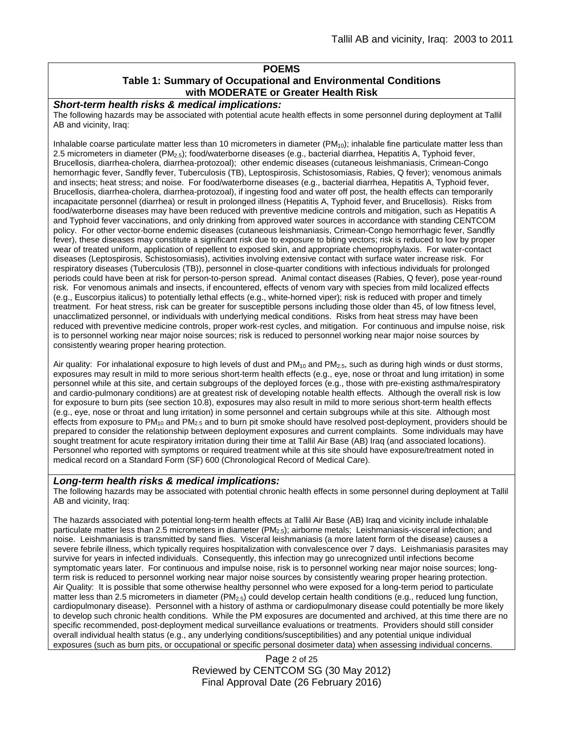## POEMS

### Table 1: Summary of Occupational and Environmental Conditions with MODERATE or Greater Health Risk

***Short-term health risks & medical implications:***

The following hazards may be associated with potential acute health effects in some personnel during deployment at Tallil AB and vicinity, Iraq:

Inhalable coarse particulate matter less than 10 micrometers in diameter ($PM_{10}$); inhalable fine particulate matter less than 2.5 micrometers in diameter ($PM_{2.5}$); food/waterborne diseases (e.g., bacterial diarrhea, Hepatitis A, Typhoid fever, Brucellosis, diarrhea-cholera, diarrhea-protozoal); other endemic diseases (cutaneous leishmaniasis, Crimean-Congo hemorrhagic fever, Sandfly fever, Tuberculosis (TB), Leptospirosis, Schistosomiasis, Rabies, Q fever); venomous animals and insects; heat stress; and noise. For food/waterborne diseases (e.g., bacterial diarrhea, Hepatitis A, Typhoid fever, Brucellosis, diarrhea-cholera, diarrhea-protozoal), if ingesting food and water off post, the health effects can temporarily incapacitate personnel (diarrhea) or result in prolonged illness (Hepatitis A, Typhoid fever, and Brucellosis). Risks from food/waterborne diseases may have been reduced with preventive medicine controls and mitigation, such as Hepatitis A and Typhoid fever vaccinations, and only drinking from approved water sources in accordance with standing CENTCOM policy. For other vector-borne endemic diseases (cutaneous leishmaniasis, Crimean-Congo hemorrhagic fever, Sandfly fever), these diseases may constitute a significant risk due to exposure to biting vectors; risk is reduced to low by proper wear of treated uniform, application of repellent to exposed skin, and appropriate chemoprophylaxis. For water-contact diseases (Leptospirosis, Schistosomiasis), activities involving extensive contact with surface water increase risk. For respiratory diseases (Tuberculosis (TB)), personnel in close-quarter conditions with infectious individuals for prolonged periods could have been at risk for person-to-person spread. Animal contact diseases (Rabies, Q fever), pose year-round risk. For venomous animals and insects, if encountered, effects of venom vary with species from mild localized effects (e.g., Euscorpius italicus) to potentially lethal effects (e.g., white-horned viper); risk is reduced with proper and timely treatment. For heat stress, risk can be greater for susceptible persons including those older than 45, of low fitness level, unacclimatized personnel, or individuals with underlying medical conditions. Risks from heat stress may have been reduced with preventive medicine controls, proper work-rest cycles, and mitigation. For continuous and impulse noise, risk is to personnel working near major noise sources; risk is reduced to personnel working near major noise sources by consistently wearing proper hearing protection.

Air quality: For inhalational exposure to high levels of dust and $PM_{10}$ and $PM_{2.5}$, such as during high winds or dust storms, exposures may result in mild to more serious short-term health effects (e.g., eye, nose or throat and lung irritation) in some personnel while at this site, and certain subgroups of the deployed forces (e.g., those with pre-existing asthma/respiratory and cardio-pulmonary conditions) are at greatest risk of developing notable health effects. Although the overall risk is low for exposure to burn pits (see section 10.8), exposures may also result in mild to more serious short-term health effects (e.g., eye, nose or throat and lung irritation) in some personnel and certain subgroups while at this site. Although most effects from exposure to $PM_{10}$ and $PM_{2.5}$ and to burn pit smoke should have resolved post-deployment, providers should be prepared to consider the relationship between deployment exposures and current complaints. Some individuals may have sought treatment for acute respiratory irritation during their time at Tallil Air Base (AB) Iraq (and associated locations). Personnel who reported with symptoms or required treatment while at this site should have exposure/treatment noted in medical record on a Standard Form (SF) 600 (Chronological Record of Medical Care).

***Long-term health risks & medical implications:***

The following hazards may be associated with potential chronic health effects in some personnel during deployment at Tallil AB and vicinity, Iraq:

The hazards associated with potential long-term health effects at Tallil Air Base (AB) Iraq and vicinity include inhalable particulate matter less than 2.5 micrometers in diameter ($PM_{2.5}$); airborne metals; Leishmaniasis-visceral infection; and noise. Leishmaniasis is transmitted by sand flies. Visceral leishmaniasis (a more latent form of the disease) causes a severe febrile illness, which typically requires hospitalization with convalescence over 7 days. Leishmaniasis parasites may survive for years in infected individuals. Consequently, this infection may go unrecognized until infections become symptomatic years later. For continuous and impulse noise, risk is to personnel working near major noise sources; long-term risk is reduced to personnel working near major noise sources by consistently wearing proper hearing protection.
Air Quality: It is possible that some otherwise healthy personnel who were exposed for a long-term period to particulate matter less than 2.5 micrometers in diameter ($PM_{2.5}$) could develop certain health conditions (e.g., reduced lung function, cardiopulmonary disease). Personnel with a history of asthma or cardiopulmonary disease could potentially be more likely to develop such chronic health conditions. While the PM exposures are documented and archived, at this time there are no specific recommended, post-deployment medical surveillance evaluations or treatments. Providers should still consider overall individual health status (e.g., any underlying conditions/susceptibilities) and any potential unique individual exposures (such as burn pits, or occupational or specific personal dosimeter data) when assessing individual concerns.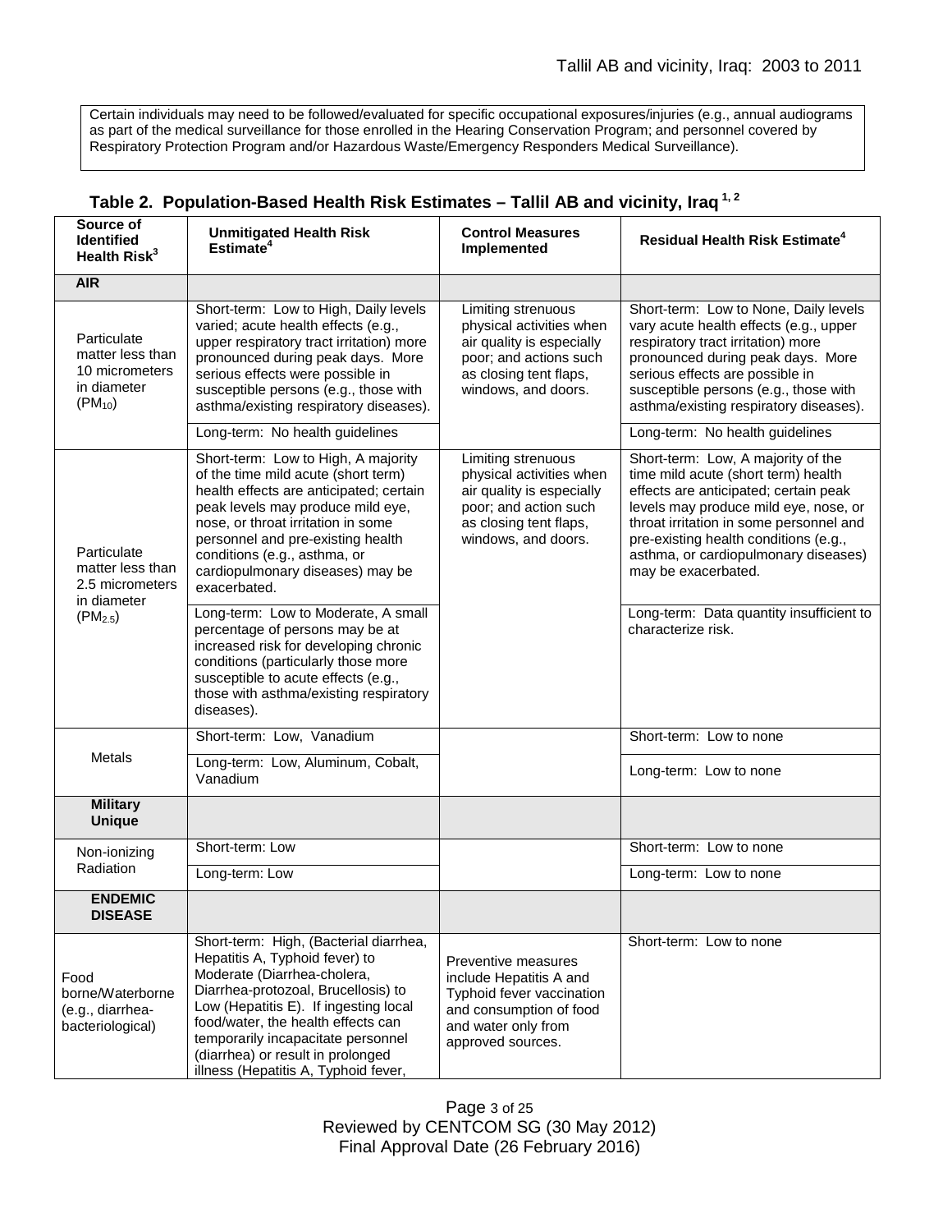Certain individuals may need to be followed/evaluated for specific occupational exposures/injuries (e.g., annual audiograms as part of the medical surveillance for those enrolled in the Hearing Conservation Program; and personnel covered by Respiratory Protection Program and/or Hazardous Waste/Emergency Responders Medical Surveillance).

**Table 2. Population-Based Health Risk Estimates – Tallil AB and vicinity, Iraq [1, 2]**

| Source of Identified Health Risk[3] | Unmitigated Health Risk Estimate[4] | Control Measures Implemented | Residual Health Risk Estimate[4] |
|---|---|---|---|
| **AIR** | | | |
| Particulate matter less than 10 micrometers in diameter ($PM_{10}$) | Short-term: Low to High, Daily levels varied; acute health effects (e.g., upper respiratory tract irritation) more pronounced during peak days. More serious effects were possible in susceptible persons (e.g., those with asthma/existing respiratory diseases). | Limiting strenuous physical activities when air quality is especially poor; and actions such as closing tent flaps, windows, and doors. | Short-term: Low to None, Daily levels vary acute health effects (e.g., upper respiratory tract irritation) more pronounced during peak days. More serious effects are possible in susceptible persons (e.g., those with asthma/existing respiratory diseases). |
| | Long-term: No health guidelines | | Long-term: No health guidelines |
| Particulate matter less than 2.5 micrometers in diameter ($PM_{2.5}$) | Short-term: Low to High, A majority of the time mild acute (short term) health effects are anticipated; certain peak levels may produce mild eye, nose, or throat irritation in some personnel and pre-existing health conditions (e.g., asthma, or cardiopulmonary diseases) may be exacerbated. | Limiting strenuous physical activities when air quality is especially poor; and action such as closing tent flaps, windows, and doors. | Short-term: Low, A majority of the time mild acute (short term) health effects are anticipated; certain peak levels may produce mild eye, nose, or throat irritation in some personnel and pre-existing health conditions (e.g., asthma, or cardiopulmonary diseases) may be exacerbated. |
| | Long-term: Low to Moderate, A small percentage of persons may be at increased risk for developing chronic conditions (particularly those more susceptible to acute effects (e.g., those with asthma/existing respiratory diseases). | | Long-term: Data quantity insufficient to characterize risk. |
| Metals | Short-term: Low, Vanadium | | Short-term: Low to none |
| | Long-term: Low, Aluminum, Cobalt, Vanadium | | Long-term: Low to none |
| **Military Unique** | | | |
| Non-ionizing Radiation | Short-term: Low | | Short-term: Low to none |
| | Long-term: Low | | Long-term: Low to none |
| **ENDEMIC DISEASE** | | | |
| Food borne/Waterborne (e.g., diarrhea-bacteriological) | Short-term: High, (Bacterial diarrhea, Hepatitis A, Typhoid fever) to Moderate (Diarrhea-cholera, Diarrhea-protozoal, Brucellosis) to Low (Hepatitis E). If ingesting local food/water, the health effects can temporarily incapacitate personnel (diarrhea) or result in prolonged illness (Hepatitis A, Typhoid fever, | Preventive measures include Hepatitis A and Typhoid fever vaccination and consumption of food and water only from approved sources. | Short-term: Low to none |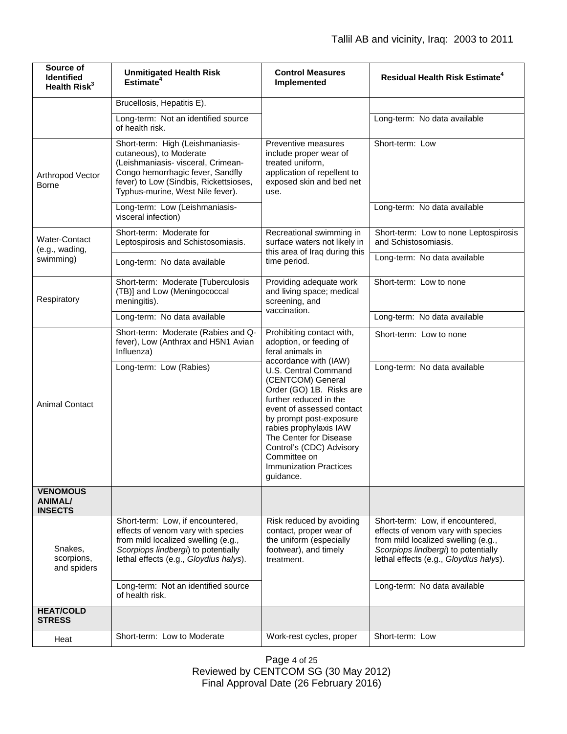| Source of Identified Health Risk[3] | Unmitigated Health Risk Estimate[4] | Control Measures Implemented | Residual Health Risk Estimate[4] |
|---|---|---|---|
| | Brucellosis, Hepatitis E). | | |
| | Long-term: Not an identified source of health risk. | | Long-term: No data available |
| Arthropod Vector Borne | Short-term: High (Leishmaniasis-cutaneous), to Moderate (Leishmaniasis- visceral, Crimean-Congo hemorrhagic fever, Sandfly fever) to Low (Sindbis, Rickettsioses, Typhus-murine, West Nile fever). | Preventive measures include proper wear of treated uniform, application of repellent to exposed skin and bed net use. | Short-term: Low |
| | Long-term: Low (Leishmaniasis-visceral infection) | | Long-term: No data available |
| Water-Contact (e.g., wading, swimming) | Short-term: Moderate for Leptospirosis and Schistosomiasis. | Recreational swimming in surface waters not likely in this area of Iraq during this time period. | Short-term: Low to none Leptospirosis and Schistosomiasis. |
| | Long-term: No data available | | Long-term: No data available |
| Respiratory | Short-term: Moderate [Tuberculosis (TB)] and Low (Meningococcal meningitis). | Providing adequate work and living space; medical screening, and vaccination. | Short-term: Low to none |
| | Long-term: No data available | | Long-term: No data available |
| Animal Contact | Short-term: Moderate (Rabies and Q-fever), Low (Anthrax and H5N1 Avian Influenza) | Prohibiting contact with, adoption, or feeding of feral animals in accordance with (IAW) U.S. Central Command (CENTCOM) General Order (GO) 1B. Risks are further reduced in the event of assessed contact by prompt post-exposure rabies prophylaxis IAW The Center for Disease Control's (CDC) Advisory Committee on Immunization Practices guidance. | Short-term: Low to none |
| | Long-term: Low (Rabies) | | Long-term: No data available |
| **VENOMOUS ANIMAL/ INSECTS** | | | |
| Snakes, scorpions, and spiders | Short-term: Low, if encountered, effects of venom vary with species from mild localized swelling (e.g., *Scorpiops lindbergi*) to potentially lethal effects (e.g., *Gloydius halys*). | Risk reduced by avoiding contact, proper wear of the uniform (especially footwear), and timely treatment. | Short-term: Low, if encountered, effects of venom vary with species from mild localized swelling (e.g., *Scorpiops lindbergi*) to potentially lethal effects (e.g., *Gloydius halys*). |
| | Long-term: Not an identified source of health risk. | | Long-term: No data available |
| **HEAT/COLD STRESS** | | | |
| Heat | Short-term: Low to Moderate | Work-rest cycles, proper | Short-term: Low |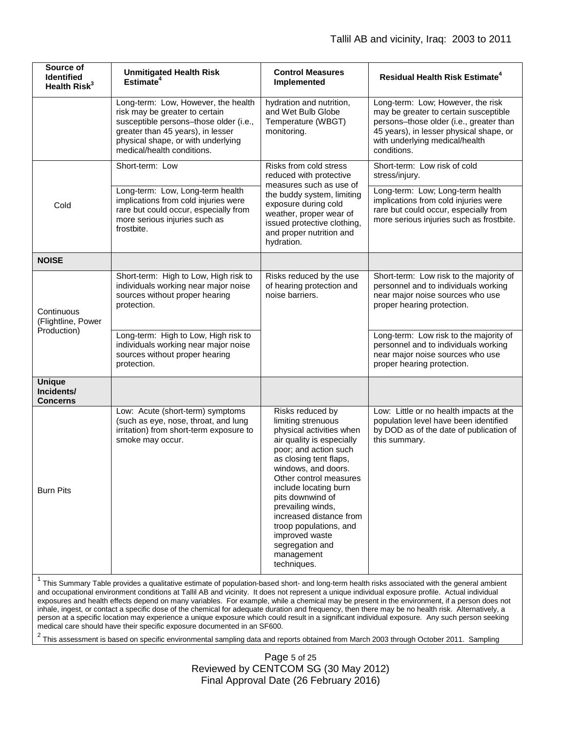| Source of Identified Health Risk[3] | Unmitigated Health Risk Estimate[4] | Control Measures Implemented | Residual Health Risk Estimate[4] |
|---|---|---|---|
| | Long-term: Low, However, the health risk may be greater to certain susceptible persons–those older (i.e., greater than 45 years), in lesser physical shape, or with underlying medical/health conditions. | hydration and nutrition, and Wet Bulb Globe Temperature (WBGT) monitoring. | Long-term: Low; However, the risk may be greater to certain susceptible persons–those older (i.e., greater than 45 years), in lesser physical shape, or with underlying medical/health conditions. |
| Cold | Short-term: Low | Risks from cold stress reduced with protective measures such as use of the buddy system, limiting exposure during cold weather, proper wear of issued protective clothing, and proper nutrition and hydration. | Short-term: Low risk of cold stress/injury. |
| | Long-term: Low, Long-term health implications from cold injuries were rare but could occur, especially from more serious injuries such as frostbite. | | Long-term: Low; Long-term health implications from cold injuries were rare but could occur, especially from more serious injuries such as frostbite. |
| **NOISE** | | | |
| Continuous (Flightline, Power Production) | Short-term: High to Low, High risk to individuals working near major noise sources without proper hearing protection. | Risks reduced by the use of hearing protection and noise barriers. | Short-term: Low risk to the majority of personnel and to individuals working near major noise sources who use proper hearing protection. |
| | Long-term: High to Low, High risk to individuals working near major noise sources without proper hearing protection. | | Long-term: Low risk to the majority of personnel and to individuals working near major noise sources who use proper hearing protection. |
| **Unique Incidents/ Concerns** | | | |
| Burn Pits | Low: Acute (short-term) symptoms (such as eye, nose, throat, and lung irritation) from short-term exposure to smoke may occur. | Risks reduced by limiting strenuous physical activities when air quality is especially poor; and action such as closing tent flaps, windows, and doors. Other control measures include locating burn pits downwind of prevailing winds, increased distance from troop populations, and improved waste segregation and management techniques. | Low: Little or no health impacts at the population level have been identified by DOD as of the date of publication of this summary. |

[1] This Summary Table provides a qualitative estimate of population-based short- and long-term health risks associated with the general ambient and occupational environment conditions at Tallil AB and vicinity. It does not represent a unique individual exposure profile. Actual individual exposures and health effects depend on many variables. For example, while a chemical may be present in the environment, if a person does not inhale, ingest, or contact a specific dose of the chemical for adequate duration and frequency, then there may be no health risk. Alternatively, a person at a specific location may experience a unique exposure which could result in a significant individual exposure. Any such person seeking medical care should have their specific exposure documented in an SF600.

[2] This assessment is based on specific environmental sampling data and reports obtained from March 2003 through October 2011. Sampling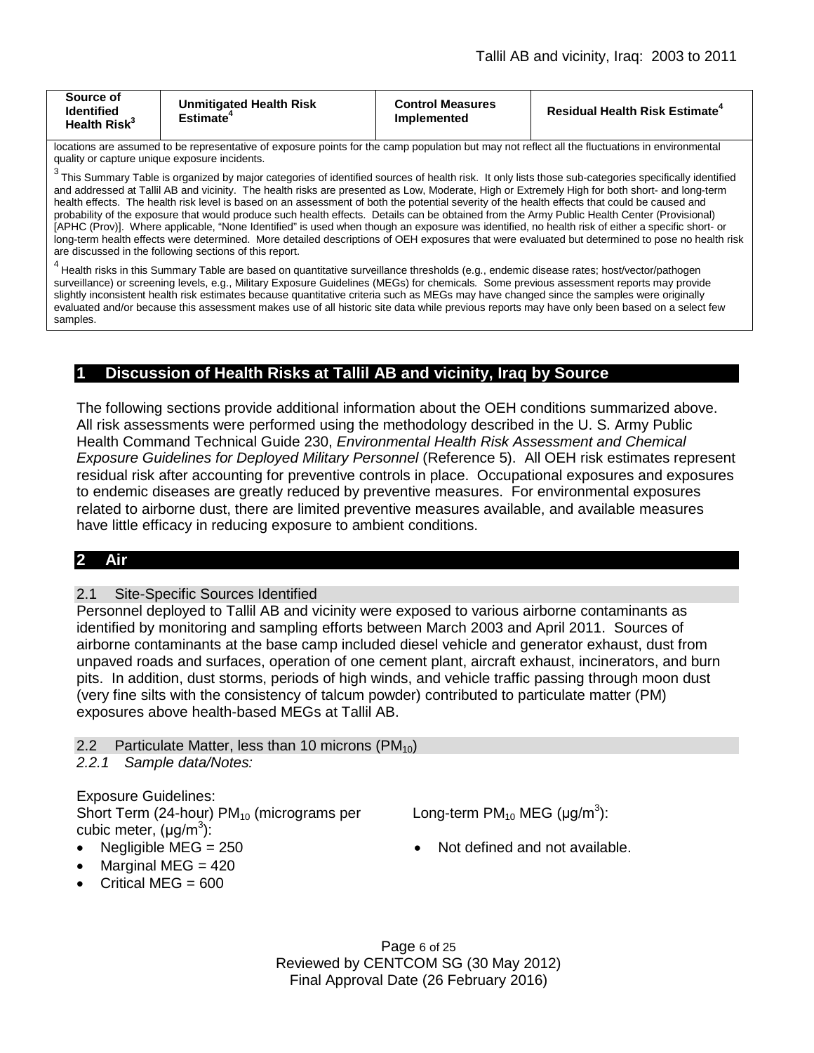| Source of Identified Health Risk[3] | Unmitigated Health Risk Estimate[4] | Control Measures Implemented | Residual Health Risk Estimate[4] |
|---|---|---|---|
| locations are assumed to be representative of exposure points for the camp population but may not reflect all the fluctuations in environmental quality or capture unique exposure incidents. | | | |

[3] This Summary Table is organized by major categories of identified sources of health risk. It only lists those sub-categories specifically identified and addressed at Tallil AB and vicinity. The health risks are presented as Low, Moderate, High or Extremely High for both short- and long-term health effects. The health risk level is based on an assessment of both the potential severity of the health effects that could be caused and probability of the exposure that would produce such health effects. Details can be obtained from the Army Public Health Center (Provisional) [APHC (Prov)]. Where applicable, "None Identified" is used when though an exposure was identified, no health risk of either a specific short- or long-term health effects were determined. More detailed descriptions of OEH exposures that were evaluated but determined to pose no health risk are discussed in the following sections of this report.

[4] Health risks in this Summary Table are based on quantitative surveillance thresholds (e.g., endemic disease rates; host/vector/pathogen surveillance) or screening levels, e.g., Military Exposure Guidelines (MEGs) for chemicals. Some previous assessment reports may provide slightly inconsistent health risk estimates because quantitative criteria such as MEGs may have changed since the samples were originally evaluated and/or because this assessment makes use of all historic site data while previous reports may have only been based on a select few samples.

# 1 Discussion of Health Risks at Tallil AB and vicinity, Iraq by Source

The following sections provide additional information about the OEH conditions summarized above. All risk assessments were performed using the methodology described in the U. S. Army Public Health Command Technical Guide 230, *Environmental Health Risk Assessment and Chemical Exposure Guidelines for Deployed Military Personnel* (Reference 5). All OEH risk estimates represent residual risk after accounting for preventive controls in place. Occupational exposures and exposures to endemic diseases are greatly reduced by preventive measures. For environmental exposures related to airborne dust, there are limited preventive measures available, and available measures have little efficacy in reducing exposure to ambient conditions.

# 2 Air

## 2.1 Site-Specific Sources Identified

Personnel deployed to Tallil AB and vicinity were exposed to various airborne contaminants as identified by monitoring and sampling efforts between March 2003 and April 2011. Sources of airborne contaminants at the base camp included diesel vehicle and generator exhaust, dust from unpaved roads and surfaces, operation of one cement plant, aircraft exhaust, incinerators, and burn pits. In addition, dust storms, periods of high winds, and vehicle traffic passing through moon dust (very fine silts with the consistency of talcum powder) contributed to particulate matter (PM) exposures above health-based MEGs at Tallil AB.

## 2.2 Particulate Matter, less than 10 microns ($PM_{10}$)

### *2.2.1 Sample data/Notes:*

Exposure Guidelines:

Short Term (24-hour) $PM_{10}$ (micrograms per cubic meter, (μg/$m^3$):

- Negligible MEG = 250
- Marginal MEG = 420
- Critical MEG = 600

Long-term $PM_{10}$ MEG (μg/$m^3$):

- Not defined and not available.

Reviewed by CENTCOM SG (30 May 2012)
Final Approval Date (26 February 2016)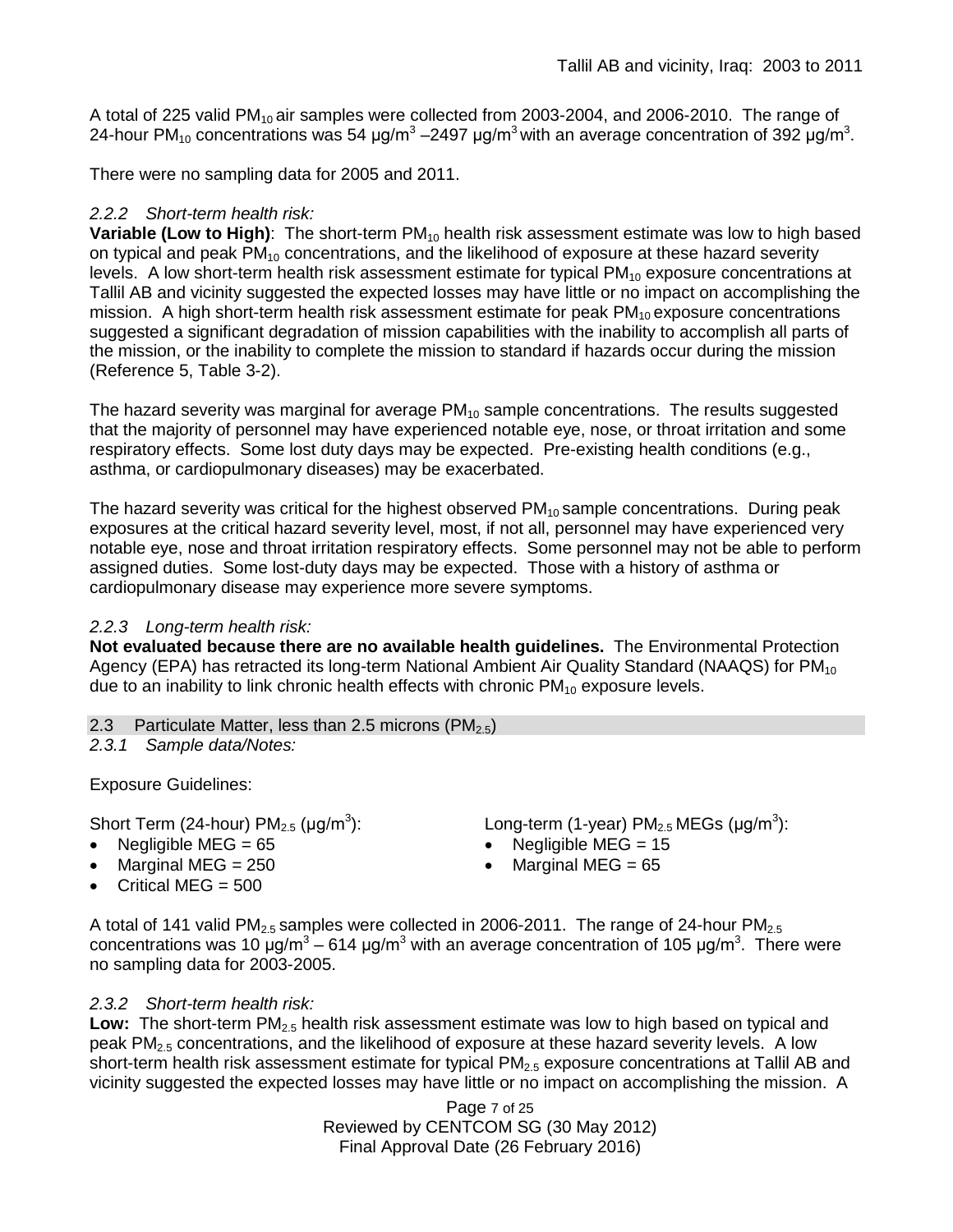A total of 225 valid $PM_{10}$ air samples were collected from 2003-2004, and 2006-2010. The range of 24-hour $PM_{10}$ concentrations was 54 µg/m$^3$ –2497 µg/m$^3$ with an average concentration of 392 µg/m$^3$.

There were no sampling data for 2005 and 2011.

### *2.2.2 Short-term health risk:*

**Variable (Low to High)**: The short-term $PM_{10}$ health risk assessment estimate was low to high based on typical and peak $PM_{10}$ concentrations, and the likelihood of exposure at these hazard severity levels. A low short-term health risk assessment estimate for typical $PM_{10}$ exposure concentrations at Tallil AB and vicinity suggested the expected losses may have little or no impact on accomplishing the mission. A high short-term health risk assessment estimate for peak $PM_{10}$ exposure concentrations suggested a significant degradation of mission capabilities with the inability to accomplish all parts of the mission, or the inability to complete the mission to standard if hazards occur during the mission (Reference 5, Table 3-2).

The hazard severity was marginal for average $PM_{10}$ sample concentrations. The results suggested that the majority of personnel may have experienced notable eye, nose, or throat irritation and some respiratory effects. Some lost duty days may be expected. Pre-existing health conditions (e.g., asthma, or cardiopulmonary diseases) may be exacerbated.

The hazard severity was critical for the highest observed $PM_{10}$ sample concentrations. During peak exposures at the critical hazard severity level, most, if not all, personnel may have experienced very notable eye, nose and throat irritation respiratory effects. Some personnel may not be able to perform assigned duties. Some lost-duty days may be expected. Those with a history of asthma or cardiopulmonary disease may experience more severe symptoms.

### *2.2.3 Long-term health risk:*

**Not evaluated because there are no available health guidelines.** The Environmental Protection Agency (EPA) has retracted its long-term National Ambient Air Quality Standard (NAAQS) for $PM_{10}$ due to an inability to link chronic health effects with chronic $PM_{10}$ exposure levels.

## 2.3 Particulate Matter, less than 2.5 microns ($PM_{2.5}$)

### *2.3.1 Sample data/Notes:*

Exposure Guidelines:

Short Term (24-hour) $PM_{2.5}$ (µg/m$^3$):

- Negligible MEG = 65
- Marginal MEG = 250
- Critical MEG = 500

Long-term (1-year) $PM_{2.5}$ MEGs (µg/m$^3$):

- Negligible MEG = 15
- Marginal MEG = 65

A total of 141 valid $PM_{2.5}$ samples were collected in 2006-2011. The range of 24-hour $PM_{2.5}$ concentrations was 10 µg/m$^3$ – 614 µg/m$^3$ with an average concentration of 105 µg/m$^3$. There were no sampling data for 2003-2005.

### *2.3.2 Short-term health risk:*

**Low:** The short-term $PM_{2.5}$ health risk assessment estimate was low to high based on typical and peak $PM_{2.5}$ concentrations, and the likelihood of exposure at these hazard severity levels. A low short-term health risk assessment estimate for typical $PM_{2.5}$ exposure concentrations at Tallil AB and vicinity suggested the expected losses may have little or no impact on accomplishing the mission. A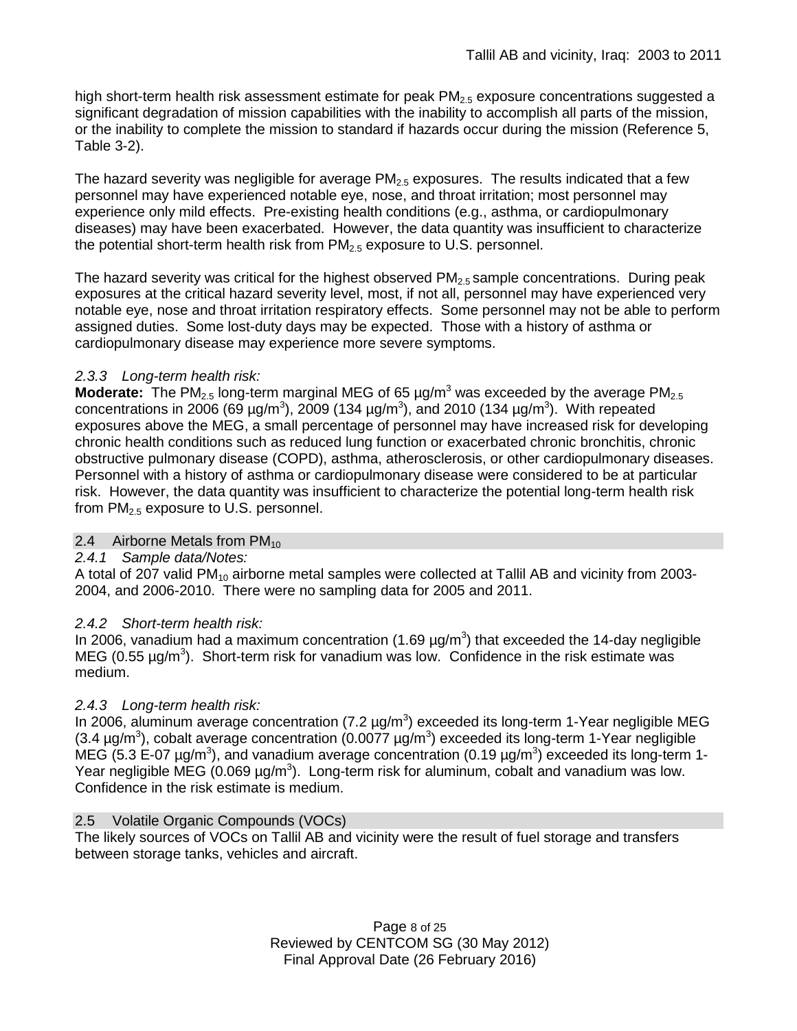high short-term health risk assessment estimate for peak $PM_{2.5}$ exposure concentrations suggested a significant degradation of mission capabilities with the inability to accomplish all parts of the mission, or the inability to complete the mission to standard if hazards occur during the mission (Reference 5, Table 3-2).

The hazard severity was negligible for average $PM_{2.5}$ exposures. The results indicated that a few personnel may have experienced notable eye, nose, and throat irritation; most personnel may experience only mild effects. Pre-existing health conditions (e.g., asthma, or cardiopulmonary diseases) may have been exacerbated. However, the data quantity was insufficient to characterize the potential short-term health risk from $PM_{2.5}$ exposure to U.S. personnel.

The hazard severity was critical for the highest observed $PM_{2.5}$ sample concentrations. During peak exposures at the critical hazard severity level, most, if not all, personnel may have experienced very notable eye, nose and throat irritation respiratory effects. Some personnel may not be able to perform assigned duties. Some lost-duty days may be expected. Those with a history of asthma or cardiopulmonary disease may experience more severe symptoms.

### *2.3.3 Long-term health risk:*

**Moderate:** The $PM_{2.5}$ long-term marginal MEG of 65 μg/m$^3$ was exceeded by the average $PM_{2.5}$ concentrations in 2006 (69 μg/m$^3$), 2009 (134 μg/m$^3$), and 2010 (134 μg/m$^3$). With repeated exposures above the MEG, a small percentage of personnel may have increased risk for developing chronic health conditions such as reduced lung function or exacerbated chronic bronchitis, chronic obstructive pulmonary disease (COPD), asthma, atherosclerosis, or other cardiopulmonary diseases. Personnel with a history of asthma or cardiopulmonary disease were considered to be at particular risk. However, the data quantity was insufficient to characterize the potential long-term health risk from $PM_{2.5}$ exposure to U.S. personnel.

## 2.4 Airborne Metals from $PM_{10}$

### *2.4.1 Sample data/Notes:*

A total of 207 valid $PM_{10}$ airborne metal samples were collected at Tallil AB and vicinity from 2003-2004, and 2006-2010. There were no sampling data for 2005 and 2011.

### *2.4.2 Short-term health risk:*

In 2006, vanadium had a maximum concentration (1.69 μg/m$^3$) that exceeded the 14-day negligible MEG (0.55 μg/m$^3$). Short-term risk for vanadium was low. Confidence in the risk estimate was medium.

### *2.4.3 Long-term health risk:*

In 2006, aluminum average concentration (7.2 μg/m$^3$) exceeded its long-term 1-Year negligible MEG (3.4 μg/m$^3$), cobalt average concentration (0.0077 μg/m$^3$) exceeded its long-term 1-Year negligible MEG (5.3 E-07 μg/m$^3$), and vanadium average concentration (0.19 μg/m$^3$) exceeded its long-term 1-Year negligible MEG (0.069 μg/m$^3$). Long-term risk for aluminum, cobalt and vanadium was low. Confidence in the risk estimate is medium.

## 2.5 Volatile Organic Compounds (VOCs)

The likely sources of VOCs on Tallil AB and vicinity were the result of fuel storage and transfers between storage tanks, vehicles and aircraft.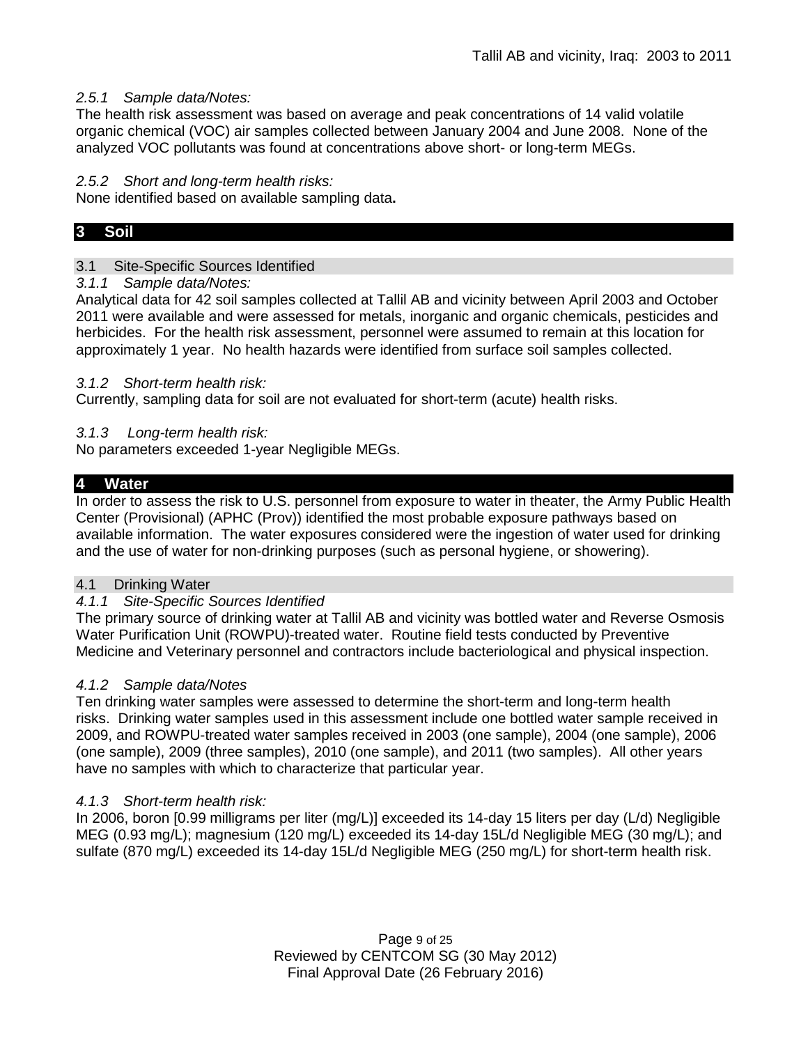*2.5.1 Sample data/Notes:*

The health risk assessment was based on average and peak concentrations of 14 valid volatile organic chemical (VOC) air samples collected between January 2004 and June 2008. None of the analyzed VOC pollutants was found at concentrations above short- or long-term MEGs.

*2.5.2 Short and long-term health risks:*

None identified based on available sampling data**.**

## 3 Soil

### 3.1 Site-Specific Sources Identified

*3.1.1 Sample data/Notes:*

Analytical data for 42 soil samples collected at Tallil AB and vicinity between April 2003 and October 2011 were available and were assessed for metals, inorganic and organic chemicals, pesticides and herbicides. For the health risk assessment, personnel were assumed to remain at this location for approximately 1 year. No health hazards were identified from surface soil samples collected.

*3.1.2 Short-term health risk:*

Currently, sampling data for soil are not evaluated for short-term (acute) health risks.

*3.1.3 Long-term health risk:*

No parameters exceeded 1-year Negligible MEGs.

## 4 Water

In order to assess the risk to U.S. personnel from exposure to water in theater, the Army Public Health Center (Provisional) (APHC (Prov)) identified the most probable exposure pathways based on available information. The water exposures considered were the ingestion of water used for drinking and the use of water for non-drinking purposes (such as personal hygiene, or showering).

### 4.1 Drinking Water

*4.1.1 Site-Specific Sources Identified*

The primary source of drinking water at Tallil AB and vicinity was bottled water and Reverse Osmosis Water Purification Unit (ROWPU)-treated water. Routine field tests conducted by Preventive Medicine and Veterinary personnel and contractors include bacteriological and physical inspection.

*4.1.2 Sample data/Notes*

Ten drinking water samples were assessed to determine the short-term and long-term health risks. Drinking water samples used in this assessment include one bottled water sample received in 2009, and ROWPU-treated water samples received in 2003 (one sample), 2004 (one sample), 2006 (one sample), 2009 (three samples), 2010 (one sample), and 2011 (two samples). All other years have no samples with which to characterize that particular year.

*4.1.3 Short-term health risk:*

In 2006, boron [0.99 milligrams per liter (mg/L)] exceeded its 14-day 15 liters per day (L/d) Negligible MEG (0.93 mg/L); magnesium (120 mg/L) exceeded its 14-day 15L/d Negligible MEG (30 mg/L); and sulfate (870 mg/L) exceeded its 14-day 15L/d Negligible MEG (250 mg/L) for short-term health risk.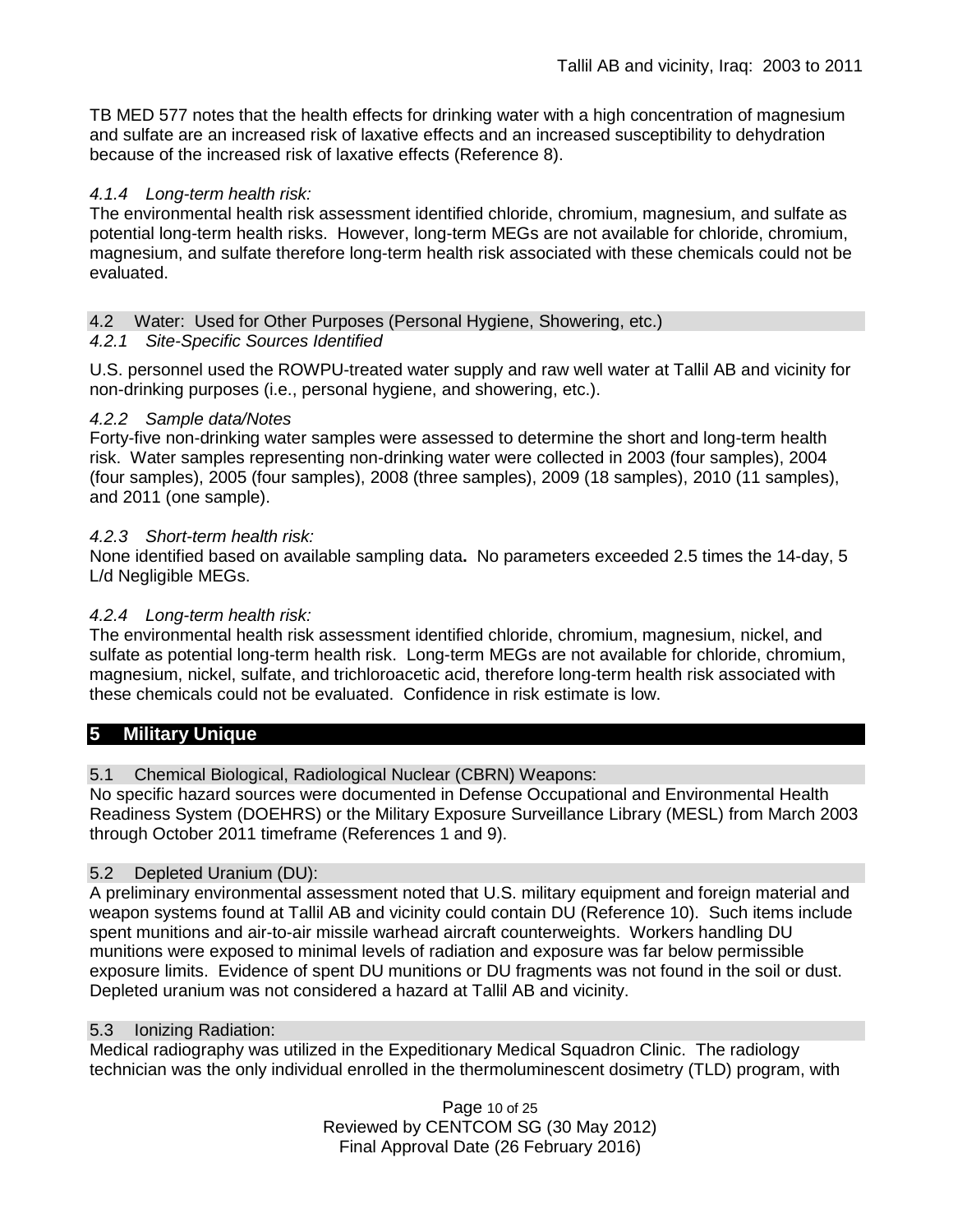TB MED 577 notes that the health effects for drinking water with a high concentration of magnesium and sulfate are an increased risk of laxative effects and an increased susceptibility to dehydration because of the increased risk of laxative effects (Reference 8).

#### *4.1.4 Long-term health risk:*

The environmental health risk assessment identified chloride, chromium, magnesium, and sulfate as potential long-term health risks. However, long-term MEGs are not available for chloride, chromium, magnesium, and sulfate therefore long-term health risk associated with these chemicals could not be evaluated.

### 4.2 Water: Used for Other Purposes (Personal Hygiene, Showering, etc.)

#### *4.2.1 Site-Specific Sources Identified*

U.S. personnel used the ROWPU-treated water supply and raw well water at Tallil AB and vicinity for non-drinking purposes (i.e., personal hygiene, and showering, etc.).

#### *4.2.2 Sample data/Notes*

Forty-five non-drinking water samples were assessed to determine the short and long-term health risk. Water samples representing non-drinking water were collected in 2003 (four samples), 2004 (four samples), 2005 (four samples), 2008 (three samples), 2009 (18 samples), 2010 (11 samples), and 2011 (one sample).

#### *4.2.3 Short-term health risk:*

None identified based on available sampling data**.** No parameters exceeded 2.5 times the 14-day, 5 L/d Negligible MEGs.

#### *4.2.4 Long-term health risk:*

The environmental health risk assessment identified chloride, chromium, magnesium, nickel, and sulfate as potential long-term health risk. Long-term MEGs are not available for chloride, chromium, magnesium, nickel, sulfate, and trichloroacetic acid, therefore long-term health risk associated with these chemicals could not be evaluated. Confidence in risk estimate is low.

## 5 Military Unique

### 5.1 Chemical Biological, Radiological Nuclear (CBRN) Weapons:

No specific hazard sources were documented in Defense Occupational and Environmental Health Readiness System (DOEHRS) or the Military Exposure Surveillance Library (MESL) from March 2003 through October 2011 timeframe (References 1 and 9).

### 5.2 Depleted Uranium (DU):

A preliminary environmental assessment noted that U.S. military equipment and foreign material and weapon systems found at Tallil AB and vicinity could contain DU (Reference 10). Such items include spent munitions and air-to-air missile warhead aircraft counterweights. Workers handling DU munitions were exposed to minimal levels of radiation and exposure was far below permissible exposure limits. Evidence of spent DU munitions or DU fragments was not found in the soil or dust. Depleted uranium was not considered a hazard at Tallil AB and vicinity.

### 5.3 Ionizing Radiation:

Medical radiography was utilized in the Expeditionary Medical Squadron Clinic. The radiology technician was the only individual enrolled in the thermoluminescent dosimetry (TLD) program, with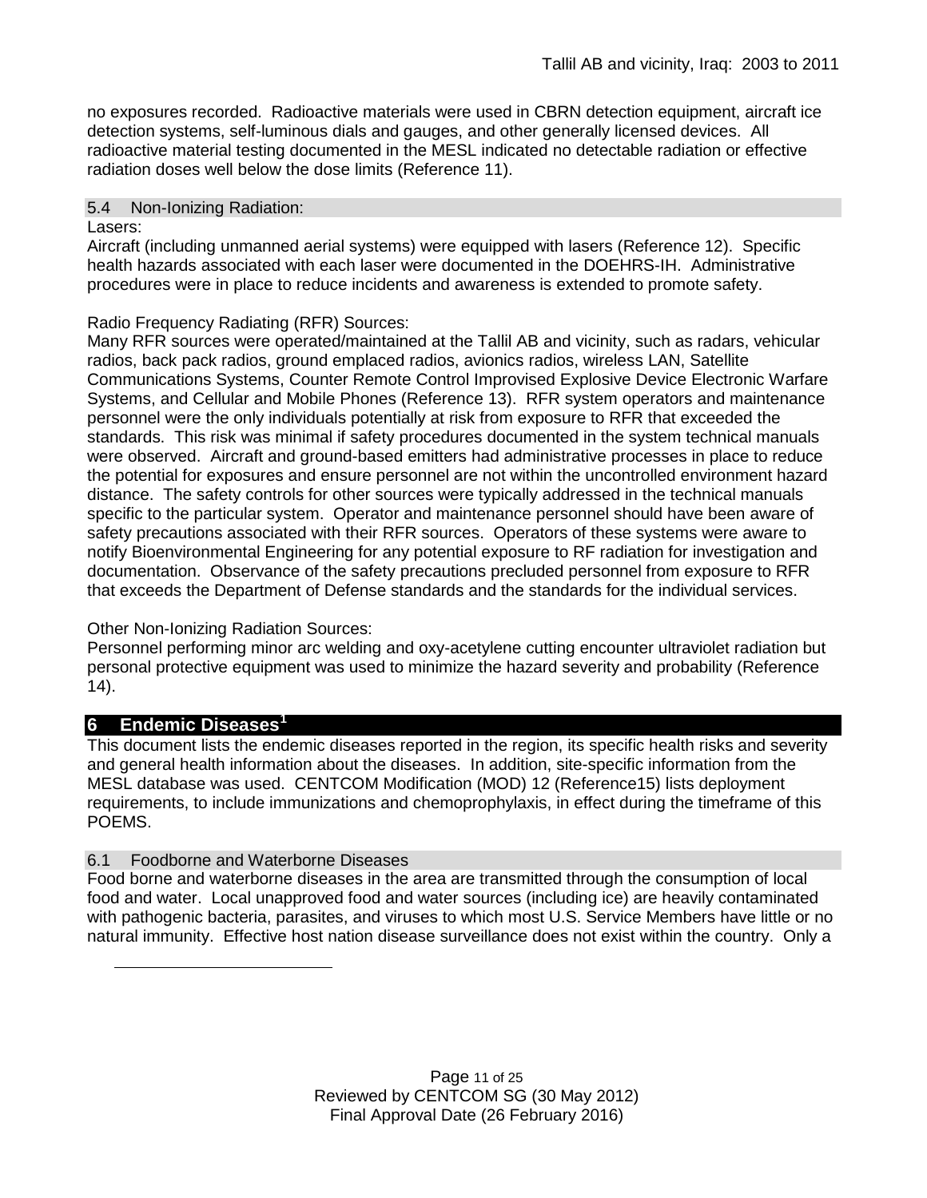no exposures recorded. Radioactive materials were used in CBRN detection equipment, aircraft ice detection systems, self-luminous dials and gauges, and other generally licensed devices. All radioactive material testing documented in the MESL indicated no detectable radiation or effective radiation doses well below the dose limits (Reference 11).

### 5.4 Non-Ionizing Radiation:

Lasers:

Aircraft (including unmanned aerial systems) were equipped with lasers (Reference 12). Specific health hazards associated with each laser were documented in the DOEHRS-IH. Administrative procedures were in place to reduce incidents and awareness is extended to promote safety.

Radio Frequency Radiating (RFR) Sources:

Many RFR sources were operated/maintained at the Tallil AB and vicinity, such as radars, vehicular radios, back pack radios, ground emplaced radios, avionics radios, wireless LAN, Satellite Communications Systems, Counter Remote Control Improvised Explosive Device Electronic Warfare Systems, and Cellular and Mobile Phones (Reference 13). RFR system operators and maintenance personnel were the only individuals potentially at risk from exposure to RFR that exceeded the standards. This risk was minimal if safety procedures documented in the system technical manuals were observed. Aircraft and ground-based emitters had administrative processes in place to reduce the potential for exposures and ensure personnel are not within the uncontrolled environment hazard distance. The safety controls for other sources were typically addressed in the technical manuals specific to the particular system. Operator and maintenance personnel should have been aware of safety precautions associated with their RFR sources. Operators of these systems were aware to notify Bioenvironmental Engineering for any potential exposure to RF radiation for investigation and documentation. Observance of the safety precautions precluded personnel from exposure to RFR that exceeds the Department of Defense standards and the standards for the individual services.

Other Non-Ionizing Radiation Sources:

Personnel performing minor arc welding and oxy-acetylene cutting encounter ultraviolet radiation but personal protective equipment was used to minimize the hazard severity and probability (Reference 14).

## 6 Endemic Diseases[1]

This document lists the endemic diseases reported in the region, its specific health risks and severity and general health information about the diseases. In addition, site-specific information from the MESL database was used. CENTCOM Modification (MOD) 12 (Reference15) lists deployment requirements, to include immunizations and chemoprophylaxis, in effect during the timeframe of this POEMS.

### 6.1 Foodborne and Waterborne Diseases

Food borne and waterborne diseases in the area are transmitted through the consumption of local food and water. Local unapproved food and water sources (including ice) are heavily contaminated with pathogenic bacteria, parasites, and viruses to which most U.S. Service Members have little or no natural immunity. Effective host nation disease surveillance does not exist within the country. Only a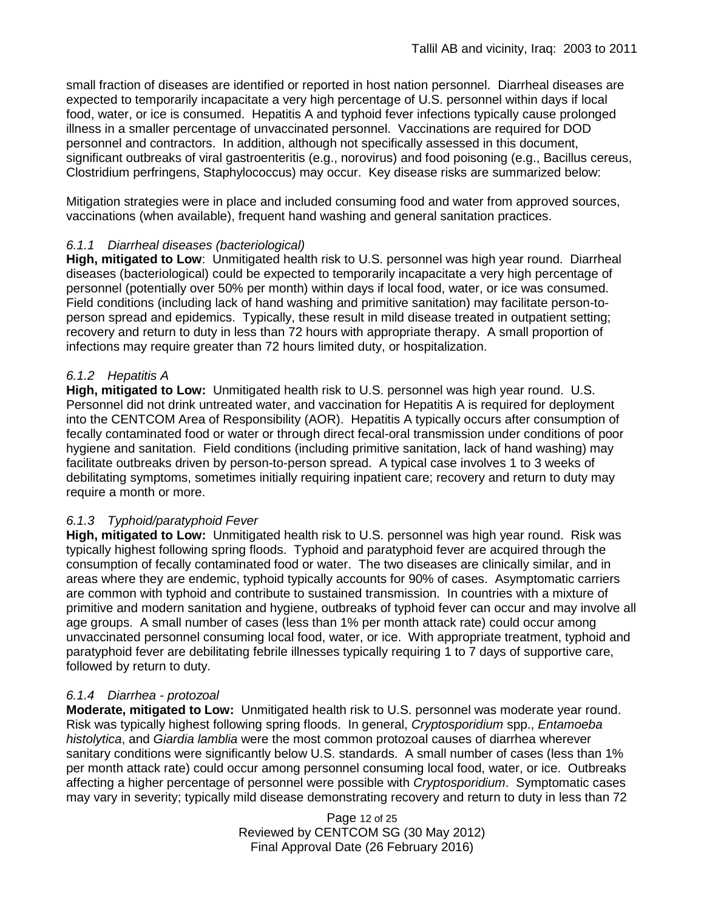small fraction of diseases are identified or reported in host nation personnel. Diarrheal diseases are expected to temporarily incapacitate a very high percentage of U.S. personnel within days if local food, water, or ice is consumed. Hepatitis A and typhoid fever infections typically cause prolonged illness in a smaller percentage of unvaccinated personnel. Vaccinations are required for DOD personnel and contractors. In addition, although not specifically assessed in this document, significant outbreaks of viral gastroenteritis (e.g., norovirus) and food poisoning (e.g., Bacillus cereus, Clostridium perfringens, Staphylococcus) may occur. Key disease risks are summarized below:

Mitigation strategies were in place and included consuming food and water from approved sources, vaccinations (when available), frequent hand washing and general sanitation practices.

### *6.1.1 Diarrheal diseases (bacteriological)*

**High, mitigated to Low**: Unmitigated health risk to U.S. personnel was high year round. Diarrheal diseases (bacteriological) could be expected to temporarily incapacitate a very high percentage of personnel (potentially over 50% per month) within days if local food, water, or ice was consumed. Field conditions (including lack of hand washing and primitive sanitation) may facilitate person-to-person spread and epidemics. Typically, these result in mild disease treated in outpatient setting; recovery and return to duty in less than 72 hours with appropriate therapy. A small proportion of infections may require greater than 72 hours limited duty, or hospitalization.

### *6.1.2 Hepatitis A*

**High, mitigated to Low:** Unmitigated health risk to U.S. personnel was high year round. U.S. Personnel did not drink untreated water, and vaccination for Hepatitis A is required for deployment into the CENTCOM Area of Responsibility (AOR). Hepatitis A typically occurs after consumption of fecally contaminated food or water or through direct fecal-oral transmission under conditions of poor hygiene and sanitation. Field conditions (including primitive sanitation, lack of hand washing) may facilitate outbreaks driven by person-to-person spread. A typical case involves 1 to 3 weeks of debilitating symptoms, sometimes initially requiring inpatient care; recovery and return to duty may require a month or more.

### *6.1.3 Typhoid/paratyphoid Fever*

**High, mitigated to Low:** Unmitigated health risk to U.S. personnel was high year round. Risk was typically highest following spring floods. Typhoid and paratyphoid fever are acquired through the consumption of fecally contaminated food or water. The two diseases are clinically similar, and in areas where they are endemic, typhoid typically accounts for 90% of cases. Asymptomatic carriers are common with typhoid and contribute to sustained transmission. In countries with a mixture of primitive and modern sanitation and hygiene, outbreaks of typhoid fever can occur and may involve all age groups. A small number of cases (less than 1% per month attack rate) could occur among unvaccinated personnel consuming local food, water, or ice. With appropriate treatment, typhoid and paratyphoid fever are debilitating febrile illnesses typically requiring 1 to 7 days of supportive care, followed by return to duty.

### *6.1.4 Diarrhea - protozoal*

**Moderate, mitigated to Low:** Unmitigated health risk to U.S. personnel was moderate year round. Risk was typically highest following spring floods. In general, *Cryptosporidium* spp., *Entamoeba histolytica*, and *Giardia lamblia* were the most common protozoal causes of diarrhea wherever sanitary conditions were significantly below U.S. standards. A small number of cases (less than 1% per month attack rate) could occur among personnel consuming local food, water, or ice. Outbreaks affecting a higher percentage of personnel were possible with *Cryptosporidium*. Symptomatic cases may vary in severity; typically mild disease demonstrating recovery and return to duty in less than 72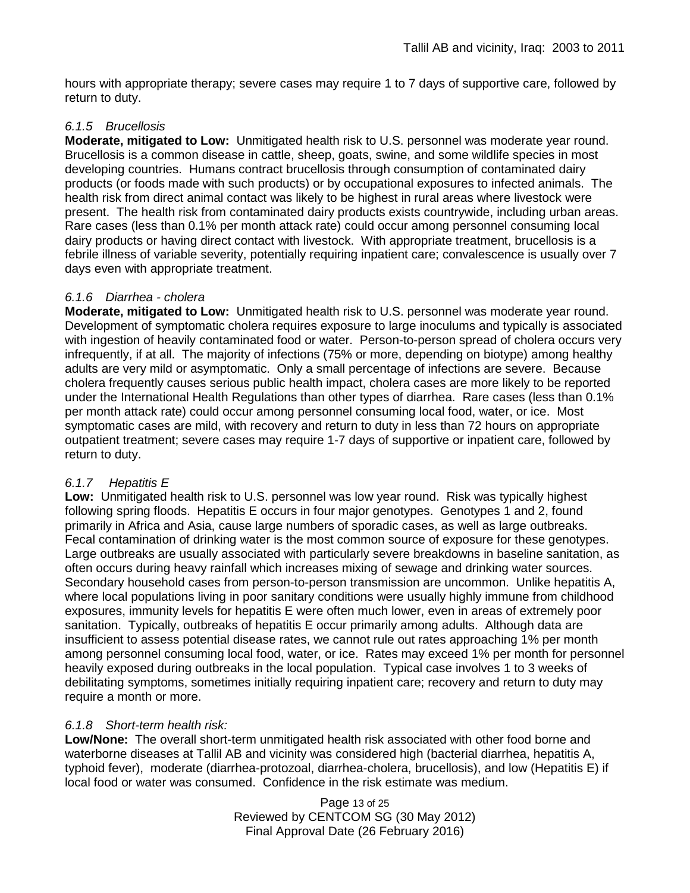hours with appropriate therapy; severe cases may require 1 to 7 days of supportive care, followed by return to duty.

#### *6.1.5 Brucellosis*

**Moderate, mitigated to Low:** Unmitigated health risk to U.S. personnel was moderate year round. Brucellosis is a common disease in cattle, sheep, goats, swine, and some wildlife species in most developing countries. Humans contract brucellosis through consumption of contaminated dairy products (or foods made with such products) or by occupational exposures to infected animals. The health risk from direct animal contact was likely to be highest in rural areas where livestock were present. The health risk from contaminated dairy products exists countrywide, including urban areas. Rare cases (less than 0.1% per month attack rate) could occur among personnel consuming local dairy products or having direct contact with livestock. With appropriate treatment, brucellosis is a febrile illness of variable severity, potentially requiring inpatient care; convalescence is usually over 7 days even with appropriate treatment.

#### *6.1.6 Diarrhea - cholera*

**Moderate, mitigated to Low:** Unmitigated health risk to U.S. personnel was moderate year round. Development of symptomatic cholera requires exposure to large inoculums and typically is associated with ingestion of heavily contaminated food or water. Person-to-person spread of cholera occurs very infrequently, if at all. The majority of infections (75% or more, depending on biotype) among healthy adults are very mild or asymptomatic. Only a small percentage of infections are severe. Because cholera frequently causes serious public health impact, cholera cases are more likely to be reported under the International Health Regulations than other types of diarrhea. Rare cases (less than 0.1% per month attack rate) could occur among personnel consuming local food, water, or ice. Most symptomatic cases are mild, with recovery and return to duty in less than 72 hours on appropriate outpatient treatment; severe cases may require 1-7 days of supportive or inpatient care, followed by return to duty.

#### *6.1.7 Hepatitis E*

**Low:** Unmitigated health risk to U.S. personnel was low year round. Risk was typically highest following spring floods. Hepatitis E occurs in four major genotypes. Genotypes 1 and 2, found primarily in Africa and Asia, cause large numbers of sporadic cases, as well as large outbreaks. Fecal contamination of drinking water is the most common source of exposure for these genotypes. Large outbreaks are usually associated with particularly severe breakdowns in baseline sanitation, as often occurs during heavy rainfall which increases mixing of sewage and drinking water sources. Secondary household cases from person-to-person transmission are uncommon. Unlike hepatitis A, where local populations living in poor sanitary conditions were usually highly immune from childhood exposures, immunity levels for hepatitis E were often much lower, even in areas of extremely poor sanitation. Typically, outbreaks of hepatitis E occur primarily among adults. Although data are insufficient to assess potential disease rates, we cannot rule out rates approaching 1% per month among personnel consuming local food, water, or ice. Rates may exceed 1% per month for personnel heavily exposed during outbreaks in the local population. Typical case involves 1 to 3 weeks of debilitating symptoms, sometimes initially requiring inpatient care; recovery and return to duty may require a month or more.

#### *6.1.8 Short-term health risk:*

**Low/None:** The overall short-term unmitigated health risk associated with other food borne and waterborne diseases at Tallil AB and vicinity was considered high (bacterial diarrhea, hepatitis A, typhoid fever), moderate (diarrhea-protozoal, diarrhea-cholera, brucellosis), and low (Hepatitis E) if local food or water was consumed. Confidence in the risk estimate was medium.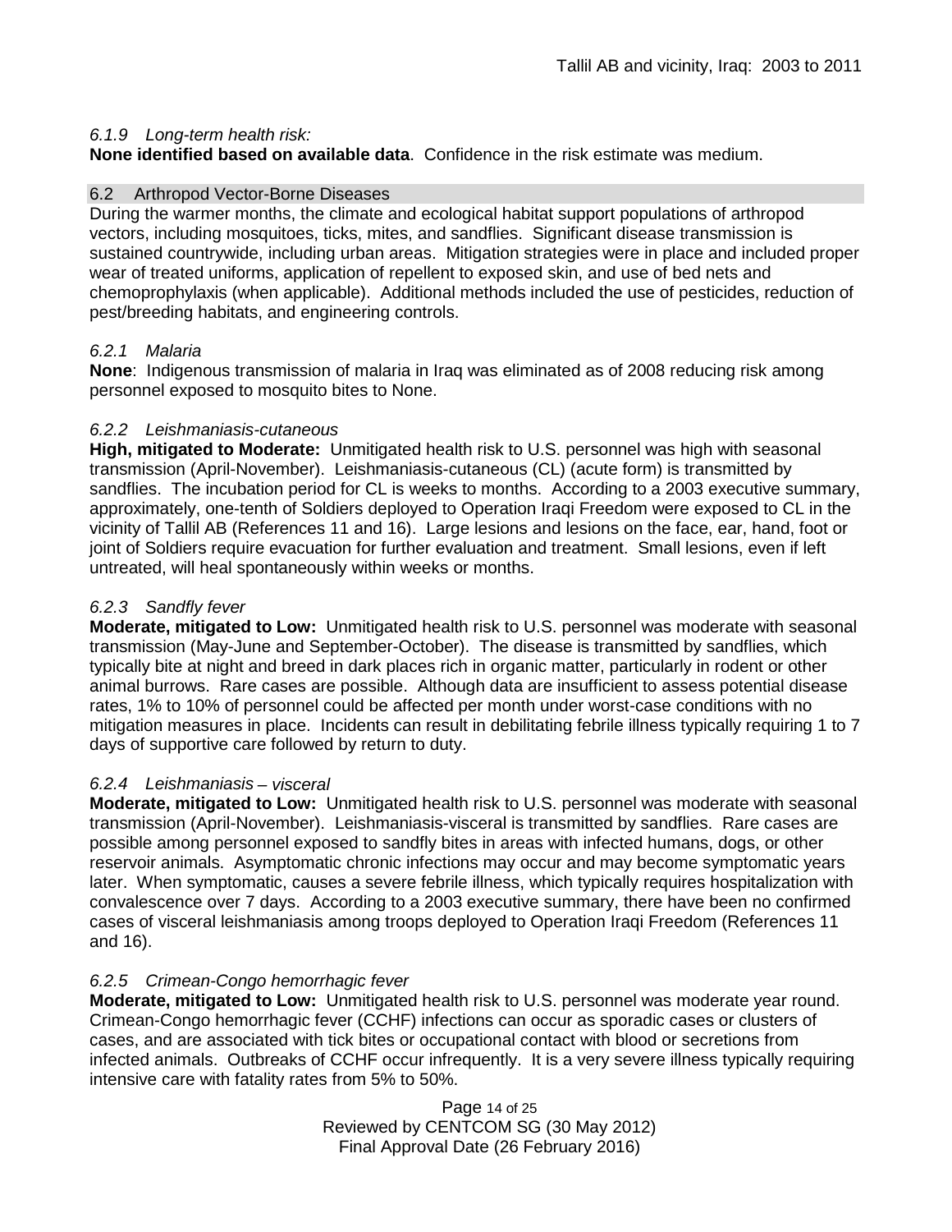#### *6.1.9 Long-term health risk:*

**None identified based on available data**. Confidence in the risk estimate was medium.

### 6.2 Arthropod Vector-Borne Diseases

During the warmer months, the climate and ecological habitat support populations of arthropod vectors, including mosquitoes, ticks, mites, and sandflies. Significant disease transmission is sustained countrywide, including urban areas. Mitigation strategies were in place and included proper wear of treated uniforms, application of repellent to exposed skin, and use of bed nets and chemoprophylaxis (when applicable). Additional methods included the use of pesticides, reduction of pest/breeding habitats, and engineering controls.

#### *6.2.1 Malaria*

**None**: Indigenous transmission of malaria in Iraq was eliminated as of 2008 reducing risk among personnel exposed to mosquito bites to None.

#### *6.2.2 Leishmaniasis-cutaneous*

**High, mitigated to Moderate:** Unmitigated health risk to U.S. personnel was high with seasonal transmission (April-November). Leishmaniasis-cutaneous (CL) (acute form) is transmitted by sandflies. The incubation period for CL is weeks to months. According to a 2003 executive summary, approximately, one-tenth of Soldiers deployed to Operation Iraqi Freedom were exposed to CL in the vicinity of Tallil AB (References 11 and 16). Large lesions and lesions on the face, ear, hand, foot or joint of Soldiers require evacuation for further evaluation and treatment. Small lesions, even if left untreated, will heal spontaneously within weeks or months.

#### *6.2.3 Sandfly fever*

**Moderate, mitigated to Low:** Unmitigated health risk to U.S. personnel was moderate with seasonal transmission (May-June and September-October). The disease is transmitted by sandflies, which typically bite at night and breed in dark places rich in organic matter, particularly in rodent or other animal burrows. Rare cases are possible. Although data are insufficient to assess potential disease rates, 1% to 10% of personnel could be affected per month under worst-case conditions with no mitigation measures in place. Incidents can result in debilitating febrile illness typically requiring 1 to 7 days of supportive care followed by return to duty.

#### *6.2.4 Leishmaniasis – visceral*

**Moderate, mitigated to Low:** Unmitigated health risk to U.S. personnel was moderate with seasonal transmission (April-November). Leishmaniasis-visceral is transmitted by sandflies. Rare cases are possible among personnel exposed to sandfly bites in areas with infected humans, dogs, or other reservoir animals. Asymptomatic chronic infections may occur and may become symptomatic years later. When symptomatic, causes a severe febrile illness, which typically requires hospitalization with convalescence over 7 days. According to a 2003 executive summary, there have been no confirmed cases of visceral leishmaniasis among troops deployed to Operation Iraqi Freedom (References 11 and 16).

#### *6.2.5 Crimean-Congo hemorrhagic fever*

**Moderate, mitigated to Low:** Unmitigated health risk to U.S. personnel was moderate year round. Crimean-Congo hemorrhagic fever (CCHF) infections can occur as sporadic cases or clusters of cases, and are associated with tick bites or occupational contact with blood or secretions from infected animals. Outbreaks of CCHF occur infrequently. It is a very severe illness typically requiring intensive care with fatality rates from 5% to 50%.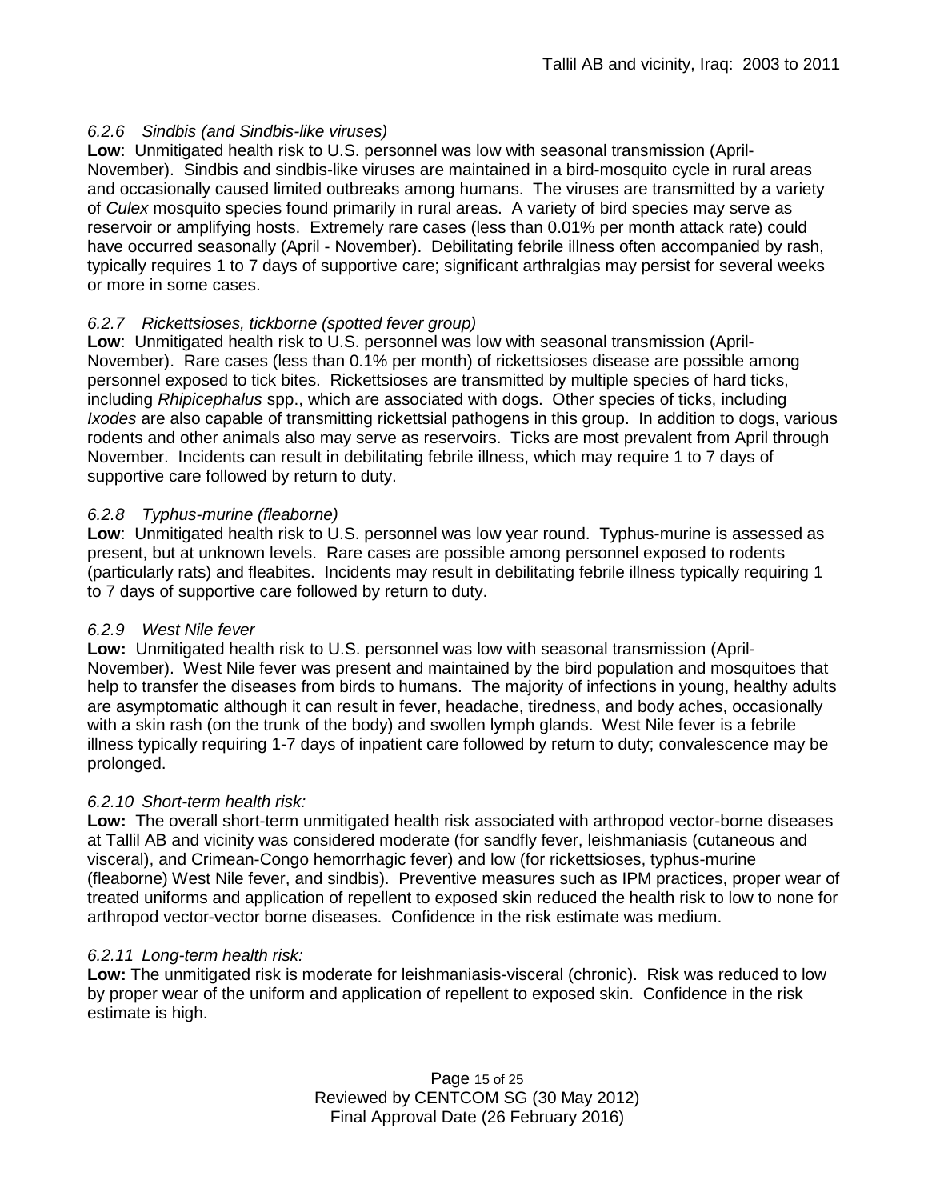### *6.2.6 Sindbis (and Sindbis-like viruses)*

**Low**: Unmitigated health risk to U.S. personnel was low with seasonal transmission (April-November). Sindbis and sindbis-like viruses are maintained in a bird-mosquito cycle in rural areas and occasionally caused limited outbreaks among humans. The viruses are transmitted by a variety of *Culex* mosquito species found primarily in rural areas. A variety of bird species may serve as reservoir or amplifying hosts. Extremely rare cases (less than 0.01% per month attack rate) could have occurred seasonally (April - November). Debilitating febrile illness often accompanied by rash, typically requires 1 to 7 days of supportive care; significant arthralgias may persist for several weeks or more in some cases.

### *6.2.7 Rickettsioses, tickborne (spotted fever group)*

**Low**: Unmitigated health risk to U.S. personnel was low with seasonal transmission (April-November). Rare cases (less than 0.1% per month) of rickettsioses disease are possible among personnel exposed to tick bites. Rickettsioses are transmitted by multiple species of hard ticks, including *Rhipicephalus* spp., which are associated with dogs. Other species of ticks, including *Ixodes* are also capable of transmitting rickettsial pathogens in this group. In addition to dogs, various rodents and other animals also may serve as reservoirs. Ticks are most prevalent from April through November. Incidents can result in debilitating febrile illness, which may require 1 to 7 days of supportive care followed by return to duty.

### *6.2.8 Typhus-murine (fleaborne)*

**Low**: Unmitigated health risk to U.S. personnel was low year round. Typhus-murine is assessed as present, but at unknown levels. Rare cases are possible among personnel exposed to rodents (particularly rats) and fleabites. Incidents may result in debilitating febrile illness typically requiring 1 to 7 days of supportive care followed by return to duty.

### *6.2.9 West Nile fever*

**Low:** Unmitigated health risk to U.S. personnel was low with seasonal transmission (April-November). West Nile fever was present and maintained by the bird population and mosquitoes that help to transfer the diseases from birds to humans. The majority of infections in young, healthy adults are asymptomatic although it can result in fever, headache, tiredness, and body aches, occasionally with a skin rash (on the trunk of the body) and swollen lymph glands. West Nile fever is a febrile illness typically requiring 1-7 days of inpatient care followed by return to duty; convalescence may be prolonged.

### *6.2.10 Short-term health risk:*

**Low:** The overall short-term unmitigated health risk associated with arthropod vector-borne diseases at Tallil AB and vicinity was considered moderate (for sandfly fever, leishmaniasis (cutaneous and visceral), and Crimean-Congo hemorrhagic fever) and low (for rickettsioses, typhus-murine (fleaborne) West Nile fever, and sindbis). Preventive measures such as IPM practices, proper wear of treated uniforms and application of repellent to exposed skin reduced the health risk to low to none for arthropod vector-vector borne diseases. Confidence in the risk estimate was medium.

### *6.2.11 Long-term health risk:*

**Low:** The unmitigated risk is moderate for leishmaniasis-visceral (chronic). Risk was reduced to low by proper wear of the uniform and application of repellent to exposed skin. Confidence in the risk estimate is high.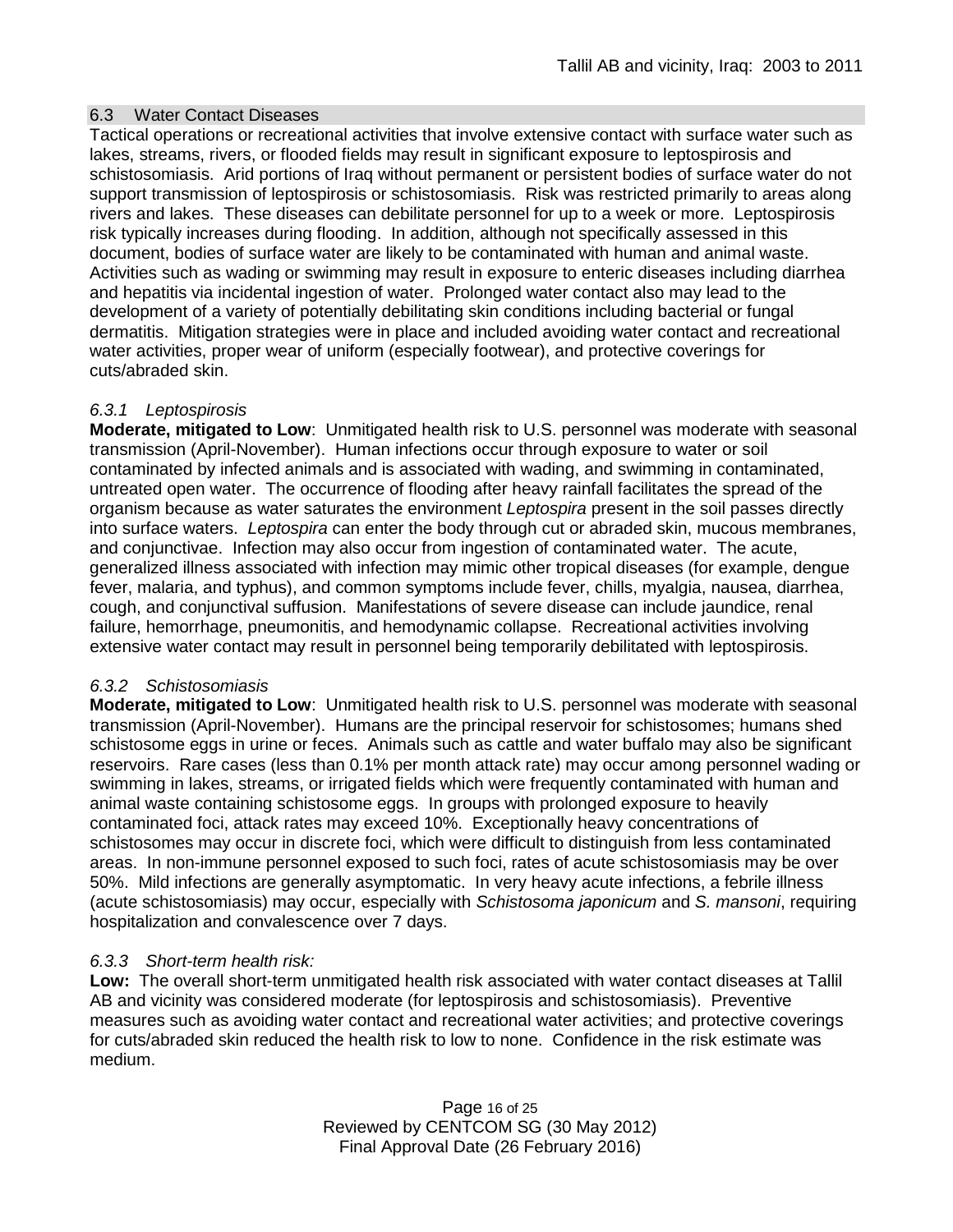## 6.3 Water Contact Diseases

Tactical operations or recreational activities that involve extensive contact with surface water such as lakes, streams, rivers, or flooded fields may result in significant exposure to leptospirosis and schistosomiasis. Arid portions of Iraq without permanent or persistent bodies of surface water do not support transmission of leptospirosis or schistosomiasis. Risk was restricted primarily to areas along rivers and lakes. These diseases can debilitate personnel for up to a week or more. Leptospirosis risk typically increases during flooding. In addition, although not specifically assessed in this document, bodies of surface water are likely to be contaminated with human and animal waste. Activities such as wading or swimming may result in exposure to enteric diseases including diarrhea and hepatitis via incidental ingestion of water. Prolonged water contact also may lead to the development of a variety of potentially debilitating skin conditions including bacterial or fungal dermatitis. Mitigation strategies were in place and included avoiding water contact and recreational water activities, proper wear of uniform (especially footwear), and protective coverings for cuts/abraded skin.

### *6.3.1 Leptospirosis*

**Moderate, mitigated to Low**: Unmitigated health risk to U.S. personnel was moderate with seasonal transmission (April-November). Human infections occur through exposure to water or soil contaminated by infected animals and is associated with wading, and swimming in contaminated, untreated open water. The occurrence of flooding after heavy rainfall facilitates the spread of the organism because as water saturates the environment *Leptospira* present in the soil passes directly into surface waters. *Leptospira* can enter the body through cut or abraded skin, mucous membranes, and conjunctivae. Infection may also occur from ingestion of contaminated water. The acute, generalized illness associated with infection may mimic other tropical diseases (for example, dengue fever, malaria, and typhus), and common symptoms include fever, chills, myalgia, nausea, diarrhea, cough, and conjunctival suffusion. Manifestations of severe disease can include jaundice, renal failure, hemorrhage, pneumonitis, and hemodynamic collapse. Recreational activities involving extensive water contact may result in personnel being temporarily debilitated with leptospirosis.

### *6.3.2 Schistosomiasis*

**Moderate, mitigated to Low**: Unmitigated health risk to U.S. personnel was moderate with seasonal transmission (April-November). Humans are the principal reservoir for schistosomes; humans shed schistosome eggs in urine or feces. Animals such as cattle and water buffalo may also be significant reservoirs. Rare cases (less than 0.1% per month attack rate) may occur among personnel wading or swimming in lakes, streams, or irrigated fields which were frequently contaminated with human and animal waste containing schistosome eggs. In groups with prolonged exposure to heavily contaminated foci, attack rates may exceed 10%. Exceptionally heavy concentrations of schistosomes may occur in discrete foci, which were difficult to distinguish from less contaminated areas. In non-immune personnel exposed to such foci, rates of acute schistosomiasis may be over 50%. Mild infections are generally asymptomatic. In very heavy acute infections, a febrile illness (acute schistosomiasis) may occur, especially with *Schistosoma japonicum* and *S. mansoni*, requiring hospitalization and convalescence over 7 days.

### *6.3.3 Short-term health risk:*

**Low:** The overall short-term unmitigated health risk associated with water contact diseases at Tallil AB and vicinity was considered moderate (for leptospirosis and schistosomiasis). Preventive measures such as avoiding water contact and recreational water activities; and protective coverings for cuts/abraded skin reduced the health risk to low to none. Confidence in the risk estimate was medium.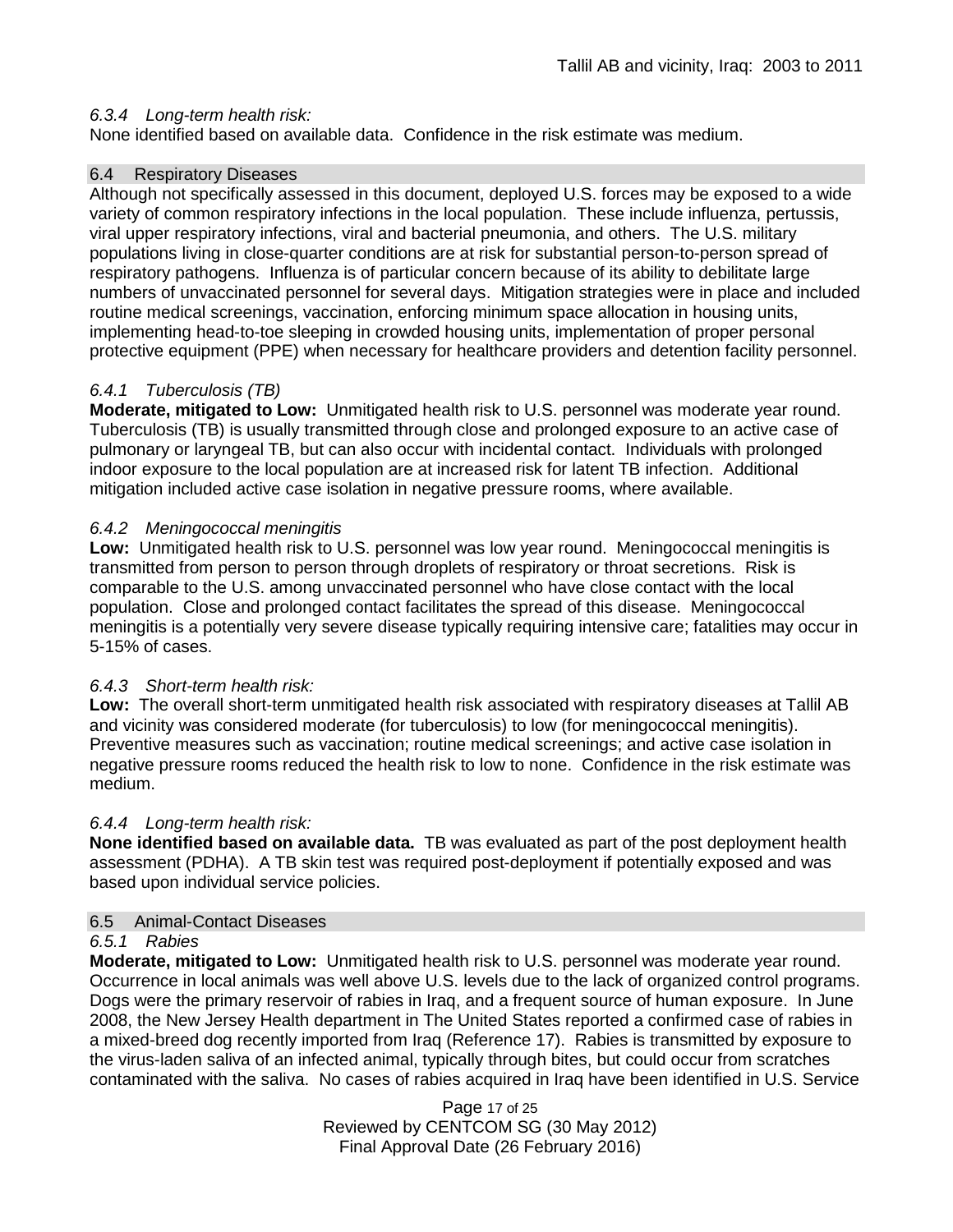*6.3.4 Long-term health risk:*

None identified based on available data. Confidence in the risk estimate was medium.

## 6.4 Respiratory Diseases

Although not specifically assessed in this document, deployed U.S. forces may be exposed to a wide variety of common respiratory infections in the local population. These include influenza, pertussis, viral upper respiratory infections, viral and bacterial pneumonia, and others. The U.S. military populations living in close-quarter conditions are at risk for substantial person-to-person spread of respiratory pathogens. Influenza is of particular concern because of its ability to debilitate large numbers of unvaccinated personnel for several days. Mitigation strategies were in place and included routine medical screenings, vaccination, enforcing minimum space allocation in housing units, implementing head-to-toe sleeping in crowded housing units, implementation of proper personal protective equipment (PPE) when necessary for healthcare providers and detention facility personnel.

*6.4.1 Tuberculosis (TB)*

**Moderate, mitigated to Low:** Unmitigated health risk to U.S. personnel was moderate year round. Tuberculosis (TB) is usually transmitted through close and prolonged exposure to an active case of pulmonary or laryngeal TB, but can also occur with incidental contact. Individuals with prolonged indoor exposure to the local population are at increased risk for latent TB infection. Additional mitigation included active case isolation in negative pressure rooms, where available.

*6.4.2 Meningococcal meningitis*

**Low:** Unmitigated health risk to U.S. personnel was low year round. Meningococcal meningitis is transmitted from person to person through droplets of respiratory or throat secretions. Risk is comparable to the U.S. among unvaccinated personnel who have close contact with the local population. Close and prolonged contact facilitates the spread of this disease. Meningococcal meningitis is a potentially very severe disease typically requiring intensive care; fatalities may occur in 5-15% of cases.

*6.4.3 Short-term health risk:*

**Low:** The overall short-term unmitigated health risk associated with respiratory diseases at Tallil AB and vicinity was considered moderate (for tuberculosis) to low (for meningococcal meningitis). Preventive measures such as vaccination; routine medical screenings; and active case isolation in negative pressure rooms reduced the health risk to low to none. Confidence in the risk estimate was medium.

*6.4.4 Long-term health risk:*

**None identified based on available data.** TB was evaluated as part of the post deployment health assessment (PDHA). A TB skin test was required post-deployment if potentially exposed and was based upon individual service policies.

## 6.5 Animal-Contact Diseases

*6.5.1 Rabies*

**Moderate, mitigated to Low:** Unmitigated health risk to U.S. personnel was moderate year round. Occurrence in local animals was well above U.S. levels due to the lack of organized control programs. Dogs were the primary reservoir of rabies in Iraq, and a frequent source of human exposure. In June 2008, the New Jersey Health department in The United States reported a confirmed case of rabies in a mixed-breed dog recently imported from Iraq (Reference 17). Rabies is transmitted by exposure to the virus-laden saliva of an infected animal, typically through bites, but could occur from scratches contaminated with the saliva. No cases of rabies acquired in Iraq have been identified in U.S. Service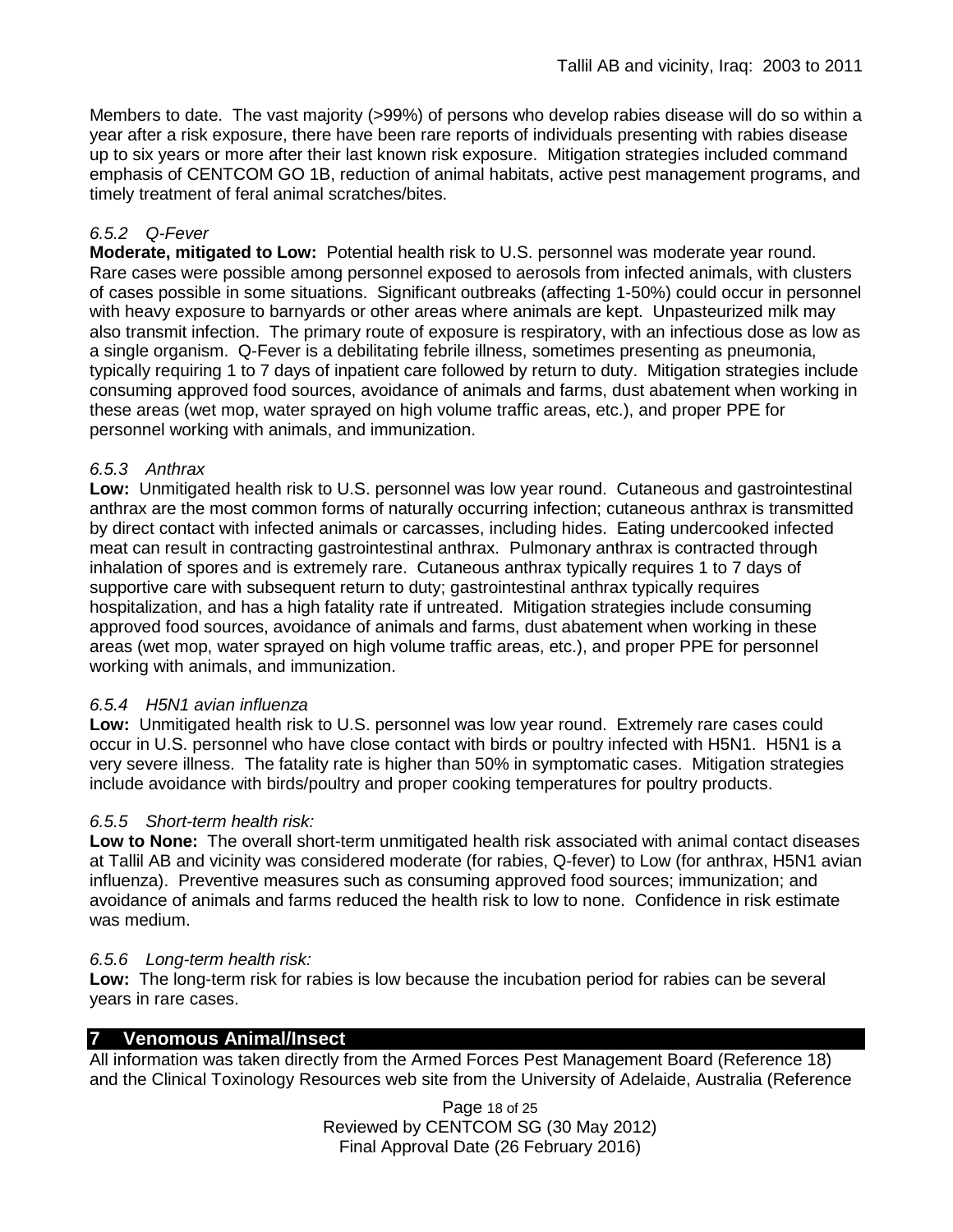Members to date. The vast majority (>99%) of persons who develop rabies disease will do so within a year after a risk exposure, there have been rare reports of individuals presenting with rabies disease up to six years or more after their last known risk exposure. Mitigation strategies included command emphasis of CENTCOM GO 1B, reduction of animal habitats, active pest management programs, and timely treatment of feral animal scratches/bites.

#### *6.5.2 Q-Fever*

**Moderate, mitigated to Low:** Potential health risk to U.S. personnel was moderate year round. Rare cases were possible among personnel exposed to aerosols from infected animals, with clusters of cases possible in some situations. Significant outbreaks (affecting 1-50%) could occur in personnel with heavy exposure to barnyards or other areas where animals are kept. Unpasteurized milk may also transmit infection. The primary route of exposure is respiratory, with an infectious dose as low as a single organism. Q-Fever is a debilitating febrile illness, sometimes presenting as pneumonia, typically requiring 1 to 7 days of inpatient care followed by return to duty. Mitigation strategies include consuming approved food sources, avoidance of animals and farms, dust abatement when working in these areas (wet mop, water sprayed on high volume traffic areas, etc.), and proper PPE for personnel working with animals, and immunization.

#### *6.5.3 Anthrax*

**Low:** Unmitigated health risk to U.S. personnel was low year round. Cutaneous and gastrointestinal anthrax are the most common forms of naturally occurring infection; cutaneous anthrax is transmitted by direct contact with infected animals or carcasses, including hides. Eating undercooked infected meat can result in contracting gastrointestinal anthrax. Pulmonary anthrax is contracted through inhalation of spores and is extremely rare. Cutaneous anthrax typically requires 1 to 7 days of supportive care with subsequent return to duty; gastrointestinal anthrax typically requires hospitalization, and has a high fatality rate if untreated. Mitigation strategies include consuming approved food sources, avoidance of animals and farms, dust abatement when working in these areas (wet mop, water sprayed on high volume traffic areas, etc.), and proper PPE for personnel working with animals, and immunization.

#### *6.5.4 H5N1 avian influenza*

**Low:** Unmitigated health risk to U.S. personnel was low year round. Extremely rare cases could occur in U.S. personnel who have close contact with birds or poultry infected with H5N1. H5N1 is a very severe illness. The fatality rate is higher than 50% in symptomatic cases. Mitigation strategies include avoidance with birds/poultry and proper cooking temperatures for poultry products.

#### *6.5.5 Short-term health risk:*

**Low to None:** The overall short-term unmitigated health risk associated with animal contact diseases at Tallil AB and vicinity was considered moderate (for rabies, Q-fever) to Low (for anthrax, H5N1 avian influenza). Preventive measures such as consuming approved food sources; immunization; and avoidance of animals and farms reduced the health risk to low to none. Confidence in risk estimate was medium.

#### *6.5.6 Long-term health risk:*

**Low:** The long-term risk for rabies is low because the incubation period for rabies can be several years in rare cases.

## 7 Venomous Animal/Insect

All information was taken directly from the Armed Forces Pest Management Board (Reference 18) and the Clinical Toxinology Resources web site from the University of Adelaide, Australia (Reference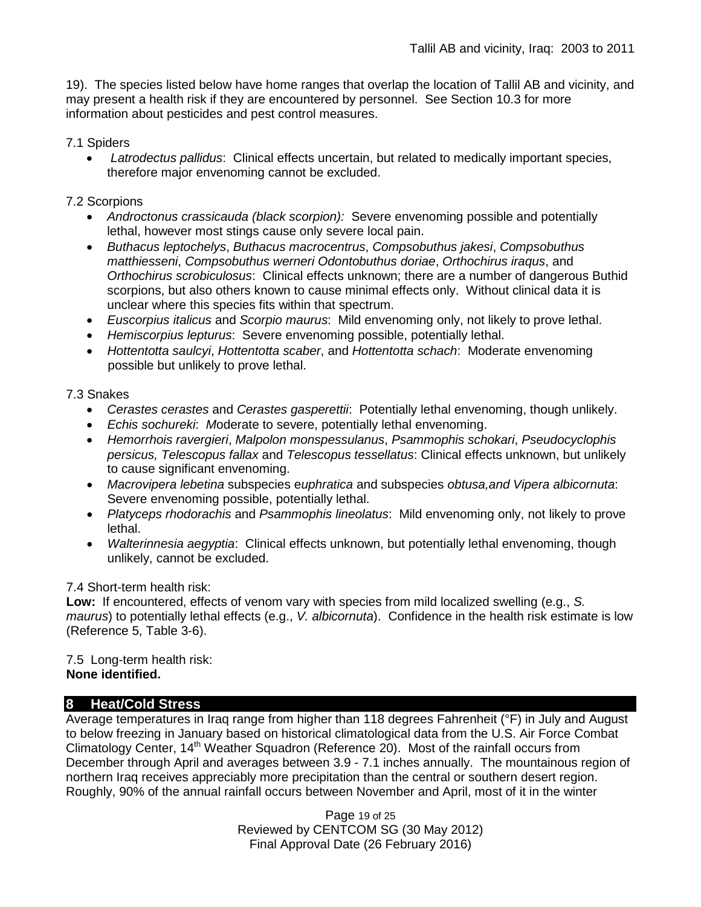19). The species listed below have home ranges that overlap the location of Tallil AB and vicinity, and may present a health risk if they are encountered by personnel. See Section 10.3 for more information about pesticides and pest control measures.

7.1 Spiders

- *Latrodectus pallidus*: Clinical effects uncertain, but related to medically important species, therefore major envenoming cannot be excluded.

7.2 Scorpions

- *Androctonus crassicauda (black scorpion):* Severe envenoming possible and potentially lethal, however most stings cause only severe local pain.
- *Buthacus leptochelys*, *Buthacus macrocentrus*, *Compsobuthus jakesi*, *Compsobuthus matthiesseni*, *Compsobuthus werneri Odontobuthus doriae*, *Orthochirus iraqus*, and *Orthochirus scrobiculosus*: Clinical effects unknown; there are a number of dangerous Buthid scorpions, but also others known to cause minimal effects only. Without clinical data it is unclear where this species fits within that spectrum.
- *Euscorpius italicus* and *Scorpio maurus*: Mild envenoming only, not likely to prove lethal.
- *Hemiscorpius lepturus*: Severe envenoming possible, potentially lethal.
- *Hottentotta saulcyi*, *Hottentotta scaber*, and *Hottentotta schach*: Moderate envenoming possible but unlikely to prove lethal.

7.3 Snakes

- *Cerastes cerastes* and *Cerastes gasperettii*: Potentially lethal envenoming, though unlikely.
- *Echis sochureki*: Moderate to severe, potentially lethal envenoming.
- *Hemorrhois ravergieri*, *Malpolon monspessulanus*, *Psammophis schokari*, *Pseudocyclophis persicus, Telescopus fallax* and *Telescopus tessellatus*: Clinical effects unknown, but unlikely to cause significant envenoming.
- *Macrovipera lebetina* subspecies e*uphratica* and subspecies *obtusa,and Vipera albicornuta*: Severe envenoming possible, potentially lethal.
- *Platyceps rhodorachis* and *Psammophis lineolatus*: Mild envenoming only, not likely to prove lethal.
- *Walterinnesia aegyptia*: Clinical effects unknown, but potentially lethal envenoming, though unlikely, cannot be excluded.

7.4 Short-term health risk:

**Low:** If encountered, effects of venom vary with species from mild localized swelling (e.g., *S. maurus*) to potentially lethal effects (e.g., *V. albicornuta*). Confidence in the health risk estimate is low (Reference 5, Table 3-6).

7.5 Long-term health risk:

**None identified.**

## 8 Heat/Cold Stress

Average temperatures in Iraq range from higher than 118 degrees Fahrenheit (°F) in July and August to below freezing in January based on historical climatological data from the U.S. Air Force Combat Climatology Center, 14th Weather Squadron (Reference 20). Most of the rainfall occurs from December through April and averages between 3.9 - 7.1 inches annually. The mountainous region of northern Iraq receives appreciably more precipitation than the central or southern desert region. Roughly, 90% of the annual rainfall occurs between November and April, most of it in the winter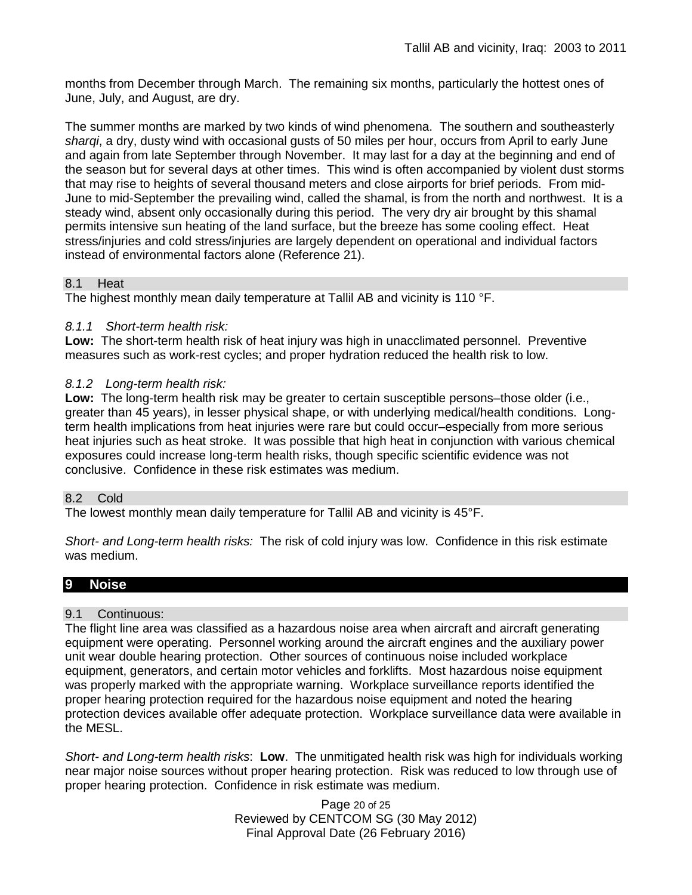months from December through March. The remaining six months, particularly the hottest ones of June, July, and August, are dry.

The summer months are marked by two kinds of wind phenomena. The southern and southeasterly *sharqi*, a dry, dusty wind with occasional gusts of 50 miles per hour, occurs from April to early June and again from late September through November. It may last for a day at the beginning and end of the season but for several days at other times. This wind is often accompanied by violent dust storms that may rise to heights of several thousand meters and close airports for brief periods. From mid-June to mid-September the prevailing wind, called the shamal, is from the north and northwest. It is a steady wind, absent only occasionally during this period. The very dry air brought by this shamal permits intensive sun heating of the land surface, but the breeze has some cooling effect. Heat stress/injuries and cold stress/injuries are largely dependent on operational and individual factors instead of environmental factors alone (Reference 21).

### 8.1 Heat

The highest monthly mean daily temperature at Tallil AB and vicinity is 110 °F.

#### *8.1.1 Short-term health risk:*

**Low:** The short-term health risk of heat injury was high in unacclimated personnel. Preventive measures such as work-rest cycles; and proper hydration reduced the health risk to low.

#### *8.1.2 Long-term health risk:*

**Low:** The long-term health risk may be greater to certain susceptible persons–those older (i.e., greater than 45 years), in lesser physical shape, or with underlying medical/health conditions. Long-term health implications from heat injuries were rare but could occur–especially from more serious heat injuries such as heat stroke. It was possible that high heat in conjunction with various chemical exposures could increase long-term health risks, though specific scientific evidence was not conclusive. Confidence in these risk estimates was medium.

### 8.2 Cold

The lowest monthly mean daily temperature for Tallil AB and vicinity is 45°F.

*Short- and Long-term health risks:* The risk of cold injury was low. Confidence in this risk estimate was medium.

## 9 Noise

### 9.1 Continuous:

The flight line area was classified as a hazardous noise area when aircraft and aircraft generating equipment were operating. Personnel working around the aircraft engines and the auxiliary power unit wear double hearing protection. Other sources of continuous noise included workplace equipment, generators, and certain motor vehicles and forklifts. Most hazardous noise equipment was properly marked with the appropriate warning. Workplace surveillance reports identified the proper hearing protection required for the hazardous noise equipment and noted the hearing protection devices available offer adequate protection. Workplace surveillance data were available in the MESL.

*Short- and Long-term health risks*: **Low**. The unmitigated health risk was high for individuals working near major noise sources without proper hearing protection. Risk was reduced to low through use of proper hearing protection. Confidence in risk estimate was medium.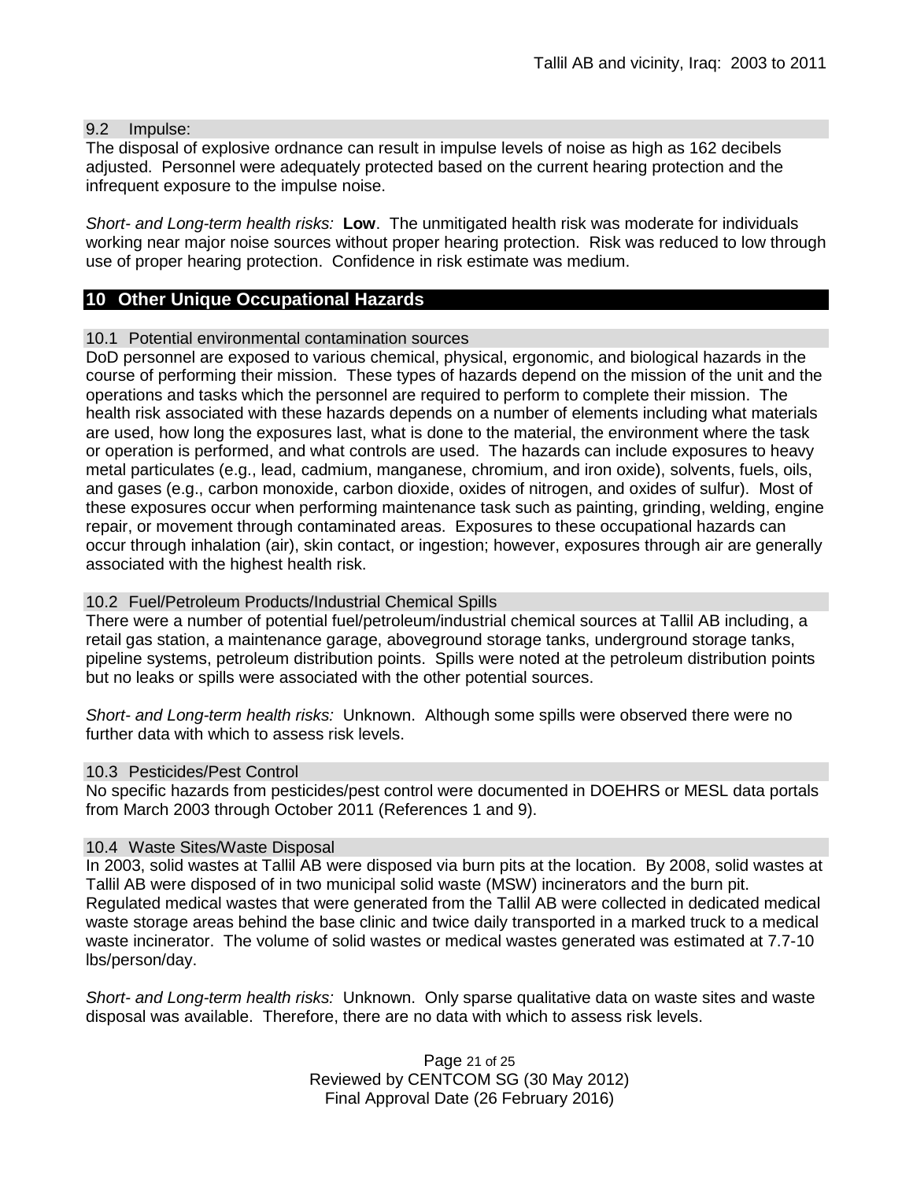### 9.2 Impulse:

The disposal of explosive ordnance can result in impulse levels of noise as high as 162 decibels adjusted. Personnel were adequately protected based on the current hearing protection and the infrequent exposure to the impulse noise.

*Short- and Long-term health risks:* **Low**. The unmitigated health risk was moderate for individuals working near major noise sources without proper hearing protection. Risk was reduced to low through use of proper hearing protection. Confidence in risk estimate was medium.

## 10 Other Unique Occupational Hazards

### 10.1 Potential environmental contamination sources

DoD personnel are exposed to various chemical, physical, ergonomic, and biological hazards in the course of performing their mission. These types of hazards depend on the mission of the unit and the operations and tasks which the personnel are required to perform to complete their mission. The health risk associated with these hazards depends on a number of elements including what materials are used, how long the exposures last, what is done to the material, the environment where the task or operation is performed, and what controls are used. The hazards can include exposures to heavy metal particulates (e.g., lead, cadmium, manganese, chromium, and iron oxide), solvents, fuels, oils, and gases (e.g., carbon monoxide, carbon dioxide, oxides of nitrogen, and oxides of sulfur). Most of these exposures occur when performing maintenance task such as painting, grinding, welding, engine repair, or movement through contaminated areas. Exposures to these occupational hazards can occur through inhalation (air), skin contact, or ingestion; however, exposures through air are generally associated with the highest health risk.

### 10.2 Fuel/Petroleum Products/Industrial Chemical Spills

There were a number of potential fuel/petroleum/industrial chemical sources at Tallil AB including, a retail gas station, a maintenance garage, aboveground storage tanks, underground storage tanks, pipeline systems, petroleum distribution points. Spills were noted at the petroleum distribution points but no leaks or spills were associated with the other potential sources.

*Short- and Long-term health risks:* Unknown. Although some spills were observed there were no further data with which to assess risk levels.

### 10.3 Pesticides/Pest Control

No specific hazards from pesticides/pest control were documented in DOEHRS or MESL data portals from March 2003 through October 2011 (References 1 and 9).

### 10.4 Waste Sites/Waste Disposal

In 2003, solid wastes at Tallil AB were disposed via burn pits at the location. By 2008, solid wastes at Tallil AB were disposed of in two municipal solid waste (MSW) incinerators and the burn pit. Regulated medical wastes that were generated from the Tallil AB were collected in dedicated medical waste storage areas behind the base clinic and twice daily transported in a marked truck to a medical waste incinerator. The volume of solid wastes or medical wastes generated was estimated at 7.7-10 lbs/person/day.

*Short- and Long-term health risks:* Unknown. Only sparse qualitative data on waste sites and waste disposal was available. Therefore, there are no data with which to assess risk levels.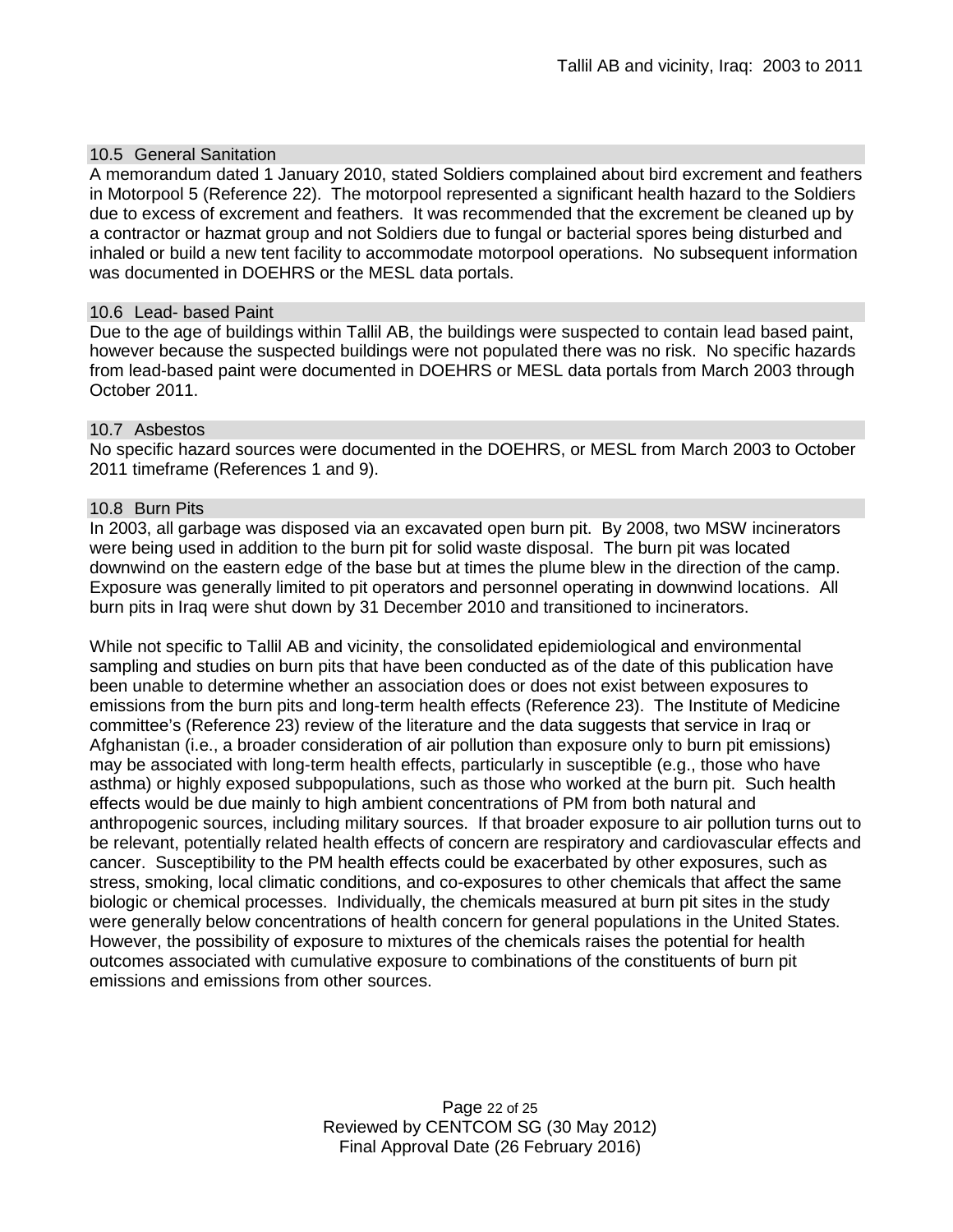### 10.5 General Sanitation

A memorandum dated 1 January 2010, stated Soldiers complained about bird excrement and feathers in Motorpool 5 (Reference 22). The motorpool represented a significant health hazard to the Soldiers due to excess of excrement and feathers. It was recommended that the excrement be cleaned up by a contractor or hazmat group and not Soldiers due to fungal or bacterial spores being disturbed and inhaled or build a new tent facility to accommodate motorpool operations. No subsequent information was documented in DOEHRS or the MESL data portals.

### 10.6 Lead- based Paint

Due to the age of buildings within Tallil AB, the buildings were suspected to contain lead based paint, however because the suspected buildings were not populated there was no risk. No specific hazards from lead-based paint were documented in DOEHRS or MESL data portals from March 2003 through October 2011.

### 10.7 Asbestos

No specific hazard sources were documented in the DOEHRS, or MESL from March 2003 to October 2011 timeframe (References 1 and 9).

### 10.8 Burn Pits

In 2003, all garbage was disposed via an excavated open burn pit. By 2008, two MSW incinerators were being used in addition to the burn pit for solid waste disposal. The burn pit was located downwind on the eastern edge of the base but at times the plume blew in the direction of the camp. Exposure was generally limited to pit operators and personnel operating in downwind locations. All burn pits in Iraq were shut down by 31 December 2010 and transitioned to incinerators.

While not specific to Tallil AB and vicinity, the consolidated epidemiological and environmental sampling and studies on burn pits that have been conducted as of the date of this publication have been unable to determine whether an association does or does not exist between exposures to emissions from the burn pits and long-term health effects (Reference 23). The Institute of Medicine committee's (Reference 23) review of the literature and the data suggests that service in Iraq or Afghanistan (i.e., a broader consideration of air pollution than exposure only to burn pit emissions) may be associated with long-term health effects, particularly in susceptible (e.g., those who have asthma) or highly exposed subpopulations, such as those who worked at the burn pit. Such health effects would be due mainly to high ambient concentrations of PM from both natural and anthropogenic sources, including military sources. If that broader exposure to air pollution turns out to be relevant, potentially related health effects of concern are respiratory and cardiovascular effects and cancer. Susceptibility to the PM health effects could be exacerbated by other exposures, such as stress, smoking, local climatic conditions, and co-exposures to other chemicals that affect the same biologic or chemical processes. Individually, the chemicals measured at burn pit sites in the study were generally below concentrations of health concern for general populations in the United States. However, the possibility of exposure to mixtures of the chemicals raises the potential for health outcomes associated with cumulative exposure to combinations of the constituents of burn pit emissions and emissions from other sources.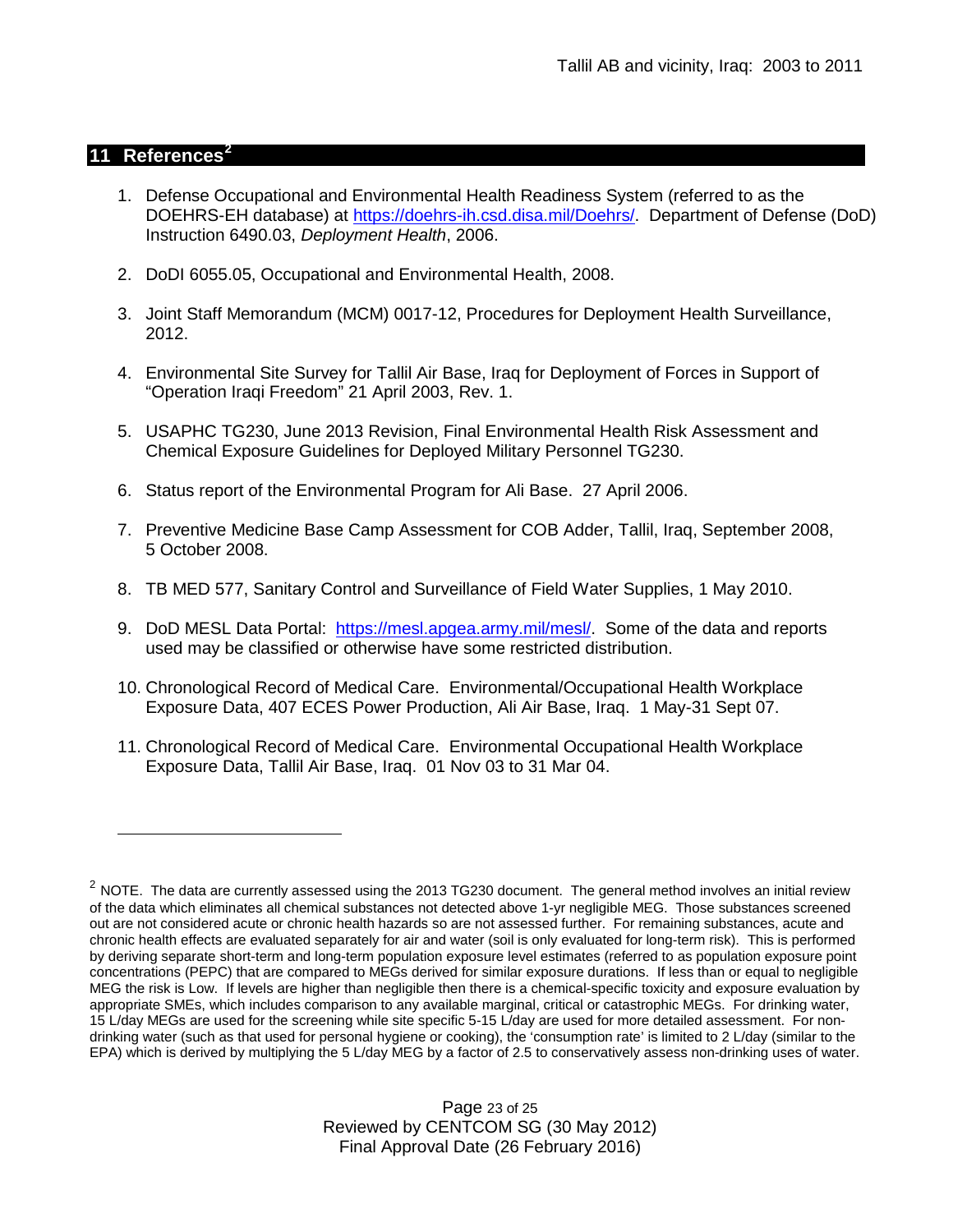## 11 References[2]

1. Defense Occupational and Environmental Health Readiness System (referred to as the DOEHRS-EH database) at https://doehrs-ih.csd.disa.mil/Doehrs/. Department of Defense (DoD) Instruction 6490.03, *Deployment Health*, 2006.

2. DoDI 6055.05, Occupational and Environmental Health, 2008.

3. Joint Staff Memorandum (MCM) 0017-12, Procedures for Deployment Health Surveillance, 2012.

4. Environmental Site Survey for Tallil Air Base, Iraq for Deployment of Forces in Support of "Operation Iraqi Freedom" 21 April 2003, Rev. 1.

5. USAPHC TG230, June 2013 Revision, Final Environmental Health Risk Assessment and Chemical Exposure Guidelines for Deployed Military Personnel TG230.

6. Status report of the Environmental Program for Ali Base. 27 April 2006.

7. Preventive Medicine Base Camp Assessment for COB Adder, Tallil, Iraq, September 2008, 5 October 2008.

8. TB MED 577, Sanitary Control and Surveillance of Field Water Supplies, 1 May 2010.

9. DoD MESL Data Portal: https://mesl.apgea.army.mil/mesl/. Some of the data and reports used may be classified or otherwise have some restricted distribution.

10. Chronological Record of Medical Care. Environmental/Occupational Health Workplace Exposure Data, 407 ECES Power Production, Ali Air Base, Iraq. 1 May-31 Sept 07.

11. Chronological Record of Medical Care. Environmental Occupational Health Workplace Exposure Data, Tallil Air Base, Iraq. 01 Nov 03 to 31 Mar 04.

---

[2] NOTE. The data are currently assessed using the 2013 TG230 document. The general method involves an initial review of the data which eliminates all chemical substances not detected above 1-yr negligible MEG. Those substances screened out are not considered acute or chronic health hazards so are not assessed further. For remaining substances, acute and chronic health effects are evaluated separately for air and water (soil is only evaluated for long-term risk). This is performed by deriving separate short-term and long-term population exposure level estimates (referred to as population exposure point concentrations (PEPC) that are compared to MEGs derived for similar exposure durations. If less than or equal to negligible MEG the risk is Low. If levels are higher than negligible then there is a chemical-specific toxicity and exposure evaluation by appropriate SMEs, which includes comparison to any available marginal, critical or catastrophic MEGs. For drinking water, 15 L/day MEGs are used for the screening while site specific 5-15 L/day are used for more detailed assessment. For non-drinking water (such as that used for personal hygiene or cooking), the 'consumption rate' is limited to 2 L/day (similar to the EPA) which is derived by multiplying the 5 L/day MEG by a factor of 2.5 to conservatively assess non-drinking uses of water.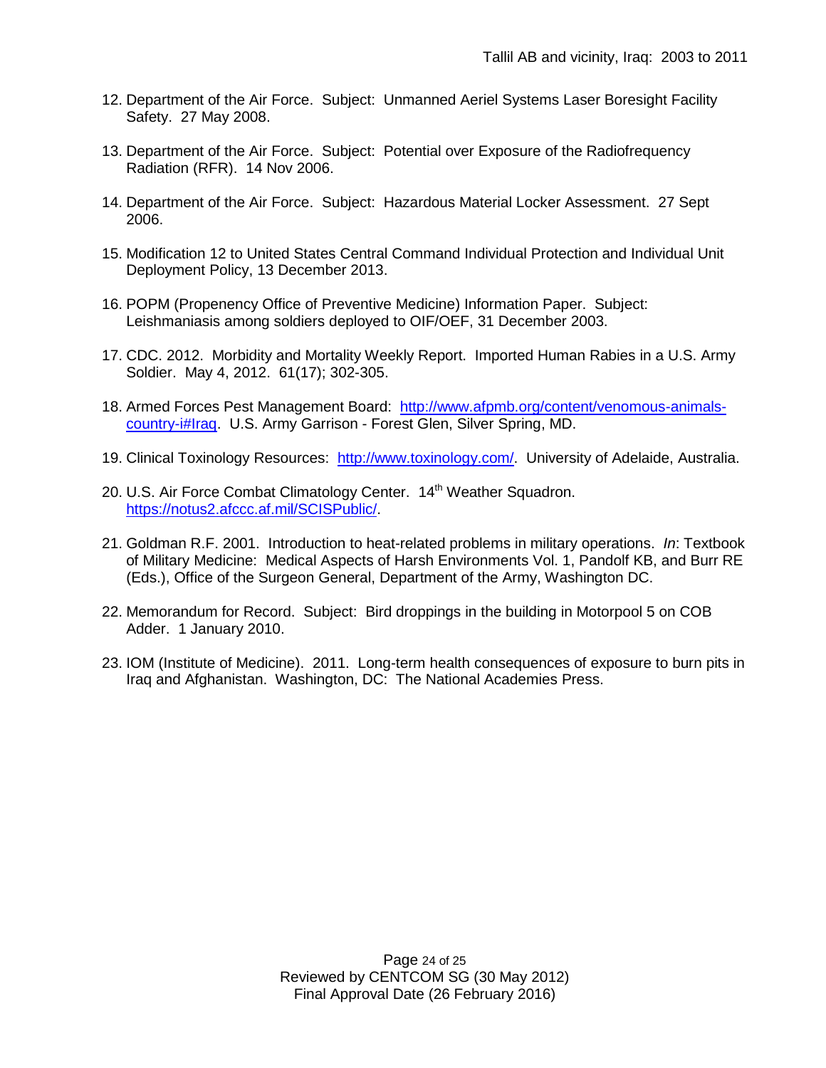12. Department of the Air Force. Subject: Unmanned Aeriel Systems Laser Boresight Facility Safety. 27 May 2008.

13. Department of the Air Force. Subject: Potential over Exposure of the Radiofrequency Radiation (RFR). 14 Nov 2006.

14. Department of the Air Force. Subject: Hazardous Material Locker Assessment. 27 Sept 2006.

15. Modification 12 to United States Central Command Individual Protection and Individual Unit Deployment Policy, 13 December 2013.

16. POPM (Propenency Office of Preventive Medicine) Information Paper. Subject: Leishmaniasis among soldiers deployed to OIF/OEF, 31 December 2003.

17. CDC. 2012. Morbidity and Mortality Weekly Report. Imported Human Rabies in a U.S. Army Soldier. May 4, 2012. 61(17); 302-305.

18. Armed Forces Pest Management Board: [http://www.afpmb.org/content/venomous-animals-country-i#Iraq](http://www.afpmb.org/content/venomous-animals-country-i#Iraq). U.S. Army Garrison - Forest Glen, Silver Spring, MD.

19. Clinical Toxinology Resources: [http://www.toxinology.com/](http://www.toxinology.com/). University of Adelaide, Australia.

20. U.S. Air Force Combat Climatology Center. 14th Weather Squadron. [https://notus2.afccc.af.mil/SCISPublic/](https://notus2.afccc.af.mil/SCISPublic/).

21. Goldman R.F. 2001. Introduction to heat-related problems in military operations. *In*: Textbook of Military Medicine: Medical Aspects of Harsh Environments Vol. 1, Pandolf KB, and Burr RE (Eds.), Office of the Surgeon General, Department of the Army, Washington DC.

22. Memorandum for Record. Subject: Bird droppings in the building in Motorpool 5 on COB Adder. 1 January 2010.

23. IOM (Institute of Medicine). 2011. Long-term health consequences of exposure to burn pits in Iraq and Afghanistan. Washington, DC: The National Academies Press.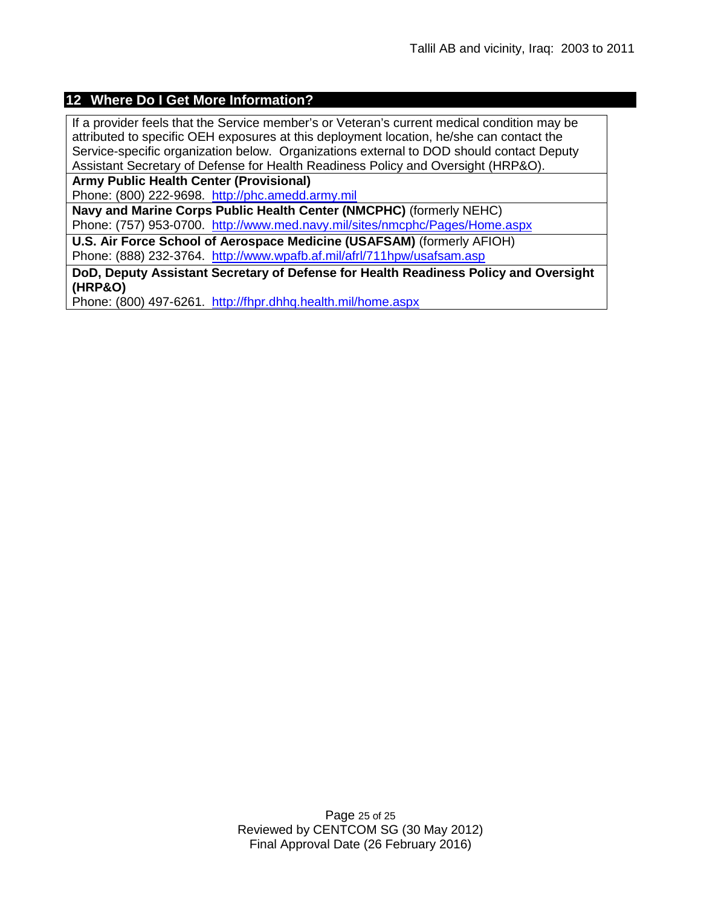## 12 Where Do I Get More Information?

| |
|---|
| If a provider feels that the Service member's or Veteran's current medical condition may be attributed to specific OEH exposures at this deployment location, he/she can contact the Service-specific organization below. Organizations external to DOD should contact Deputy Assistant Secretary of Defense for Health Readiness Policy and Oversight (HRP&O). |
| **Army Public Health Center (Provisional)**<br>Phone: (800) 222-9698. http://phc.amedd.army.mil |
| **Navy and Marine Corps Public Health Center (NMCPHC)** (formerly NEHC)<br>Phone: (757) 953-0700. http://www.med.navy.mil/sites/nmcphc/Pages/Home.aspx |
| **U.S. Air Force School of Aerospace Medicine (USAFSAM)** (formerly AFIOH)<br>Phone: (888) 232-3764. http://www.wpafb.af.mil/afrl/711hpw/usafsam.asp |
| **DoD, Deputy Assistant Secretary of Defense for Health Readiness Policy and Oversight (HRP&O)**<br>Phone: (800) 497-6261. http://fhpr.dhhq.health.mil/home.aspx |

Reviewed by CENTCOM SG (30 May 2012)
Final Approval Date (26 February 2016)